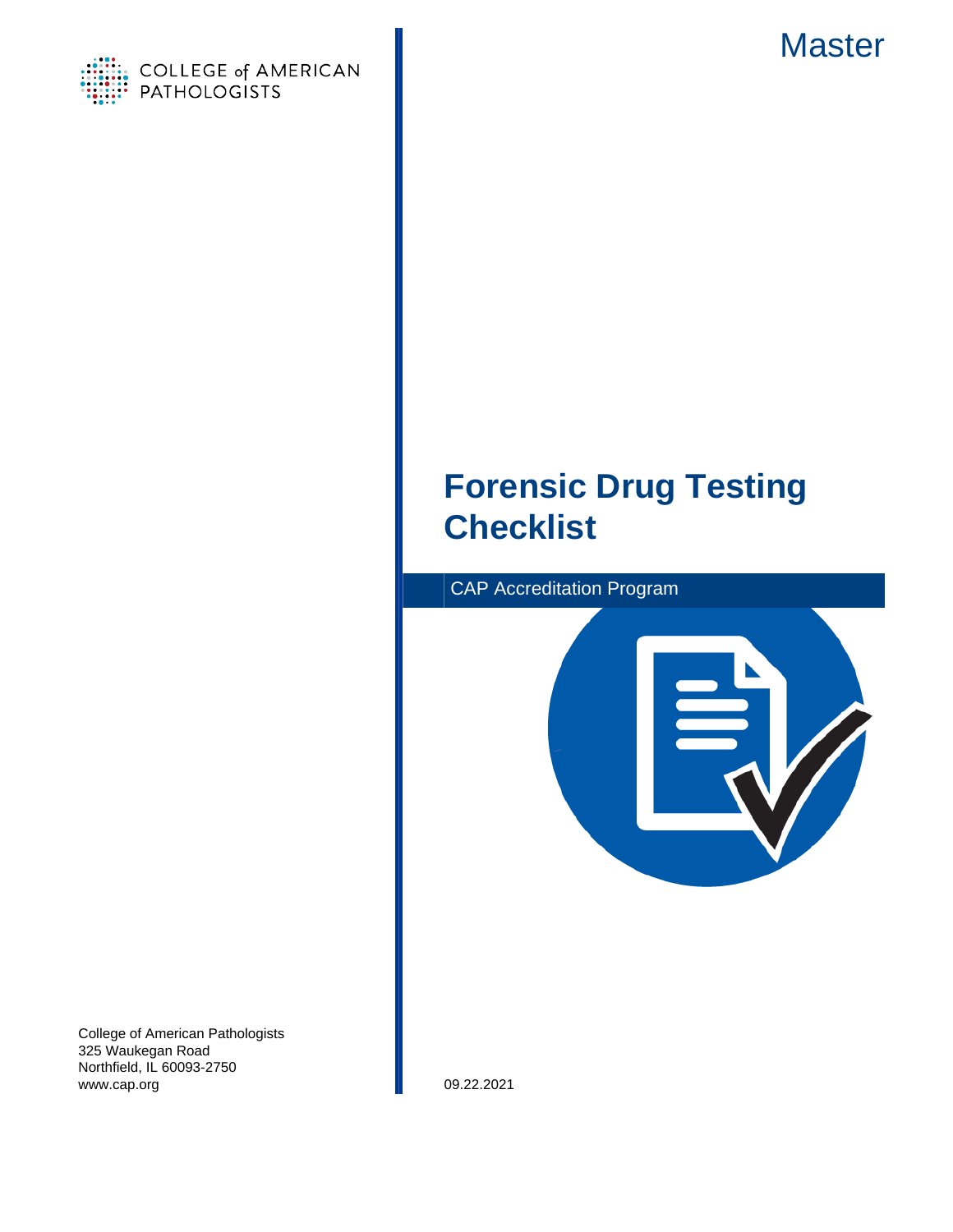COLLEGE of AMERICAN PATHOLOGISTS

Master

# Forensic Drug Testing Checklist

CAP Accreditation Program

College of American Pathologists
325 Waukegan Road
Northfield, IL 60093-2750
www.cap.org

09.22.2021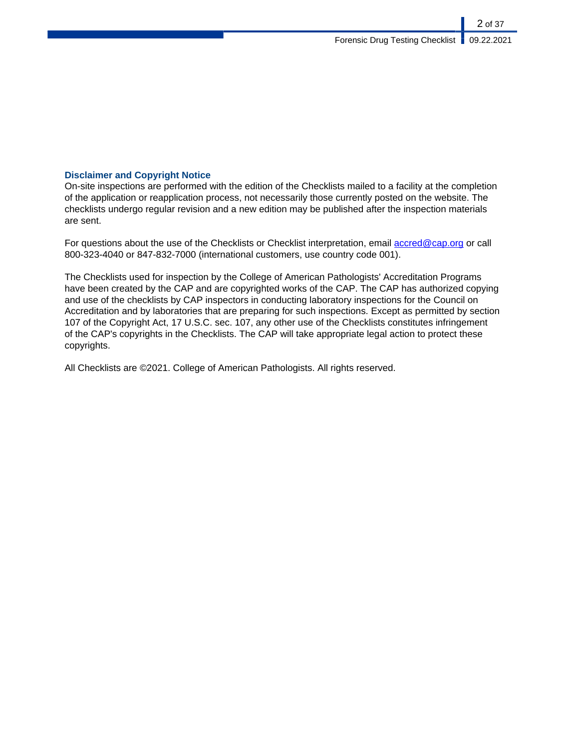## Disclaimer and Copyright Notice

On-site inspections are performed with the edition of the Checklists mailed to a facility at the completion of the application or reapplication process, not necessarily those currently posted on the website. The checklists undergo regular revision and a new edition may be published after the inspection materials are sent.

For questions about the use of the Checklists or Checklist interpretation, email [accred@cap.org](mailto:accred@cap.org) or call 800-323-4040 or 847-832-7000 (international customers, use country code 001).

The Checklists used for inspection by the College of American Pathologists' Accreditation Programs have been created by the CAP and are copyrighted works of the CAP. The CAP has authorized copying and use of the checklists by CAP inspectors in conducting laboratory inspections for the Council on Accreditation and by laboratories that are preparing for such inspections. Except as permitted by section 107 of the Copyright Act, 17 U.S.C. sec. 107, any other use of the Checklists constitutes infringement of the CAP's copyrights in the Checklists. The CAP will take appropriate legal action to protect these copyrights.

All Checklists are ©2021. College of American Pathologists. All rights reserved.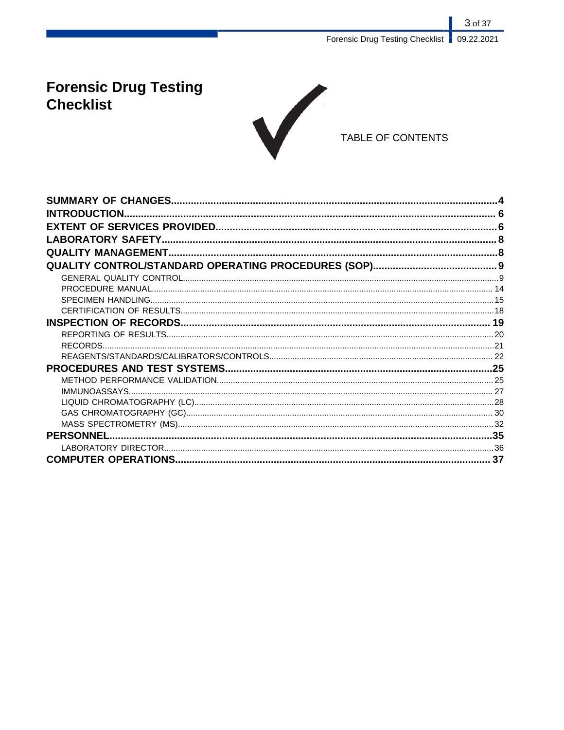# Forensic Drug Testing Checklist

TABLE OF CONTENTS

| | |
|---|---|
| **SUMMARY OF CHANGES** | **4** |
| **INTRODUCTION** | **6** |
| **EXTENT OF SERVICES PROVIDED** | **6** |
| **LABORATORY SAFETY** | **8** |
| **QUALITY MANAGEMENT** | **8** |
| **QUALITY CONTROL/STANDARD OPERATING PROCEDURES (SOP)** | **9** |
| GENERAL QUALITY CONTROL | 9 |
| PROCEDURE MANUAL | 14 |
| SPECIMEN HANDLING | 15 |
| CERTIFICATION OF RESULTS | 18 |
| **INSPECTION OF RECORDS** | **19** |
| REPORTING OF RESULTS | 20 |
| RECORDS | 21 |
| REAGENTS/STANDARDS/CALIBRATORS/CONTROLS | 22 |
| **PROCEDURES AND TEST SYSTEMS** | **25** |
| METHOD PERFORMANCE VALIDATION | 25 |
| IMMUNOASSAYS | 27 |
| LIQUID CHROMATOGRAPHY (LC) | 28 |
| GAS CHROMATOGRAPHY (GC) | 30 |
| MASS SPECTROMETRY (MS) | 32 |
| **PERSONNEL** | **35** |
| LABORATORY DIRECTOR | 36 |
| **COMPUTER OPERATIONS** | **37** |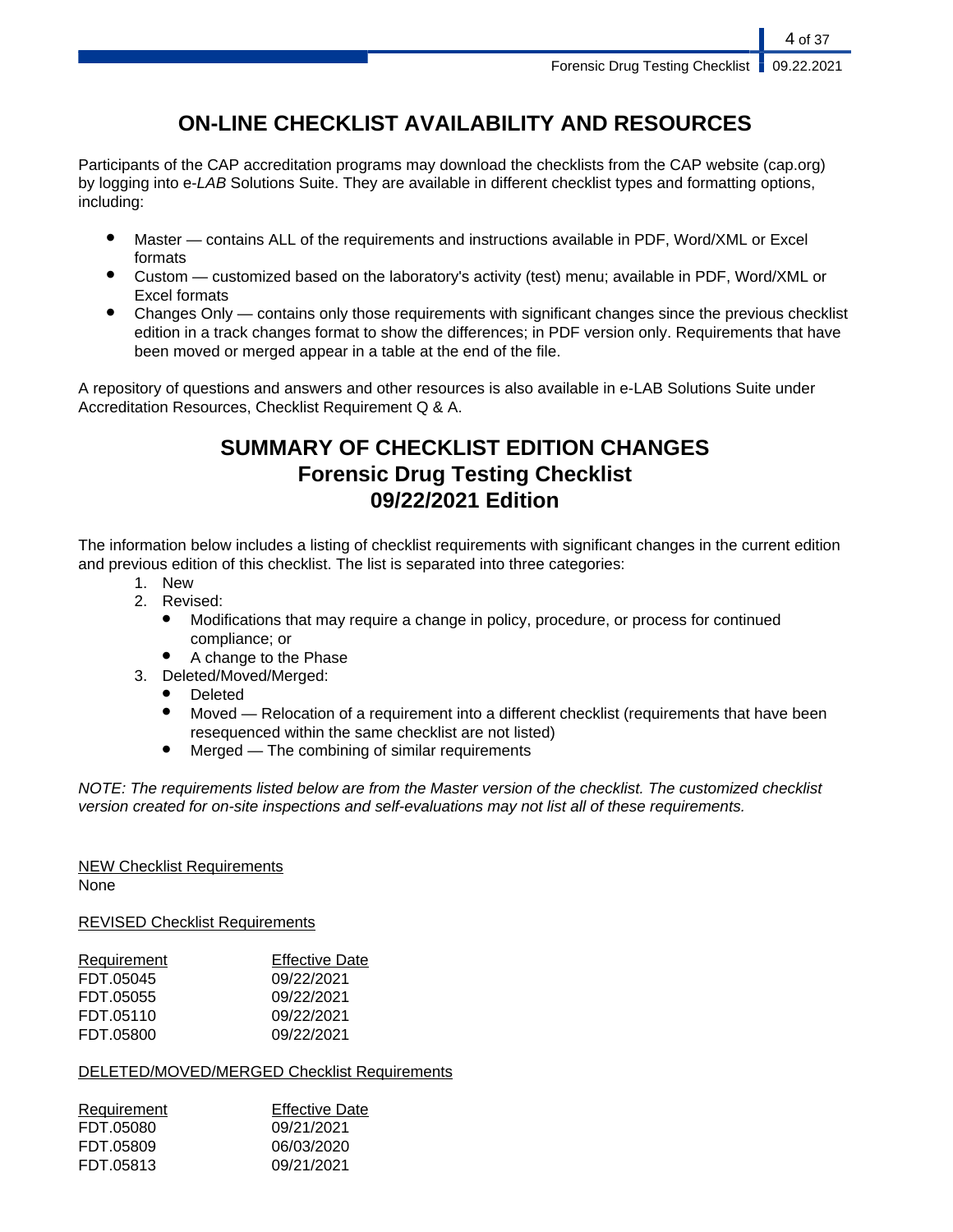# ON-LINE CHECKLIST AVAILABILITY AND RESOURCES

Participants of the CAP accreditation programs may download the checklists from the CAP website (cap.org) by logging into e-*LAB* Solutions Suite. They are available in different checklist types and formatting options, including:

- Master — contains ALL of the requirements and instructions available in PDF, Word/XML or Excel formats
- Custom — customized based on the laboratory's activity (test) menu; available in PDF, Word/XML or Excel formats
- Changes Only — contains only those requirements with significant changes since the previous checklist edition in a track changes format to show the differences; in PDF version only. Requirements that have been moved or merged appear in a table at the end of the file.

A repository of questions and answers and other resources is also available in e-LAB Solutions Suite under Accreditation Resources, Checklist Requirement Q & A.

# SUMMARY OF CHECKLIST EDITION CHANGES
## Forensic Drug Testing Checklist
## 09/22/2021 Edition

The information below includes a listing of checklist requirements with significant changes in the current edition and previous edition of this checklist. The list is separated into three categories:

1. New
2. Revised:
   - Modifications that may require a change in policy, procedure, or process for continued compliance; or
   - A change to the Phase
3. Deleted/Moved/Merged:
   - Deleted
   - Moved — Relocation of a requirement into a different checklist (requirements that have been resequenced within the same checklist are not listed)
   - Merged — The combining of similar requirements

*NOTE: The requirements listed below are from the Master version of the checklist. The customized checklist version created for on-site inspections and self-evaluations may not list all of these requirements.*

<u>NEW Checklist Requirements</u>
None

<u>REVISED Checklist Requirements</u>

| Requirement | Effective Date |
|---|---|
| FDT.05045 | 09/22/2021 |
| FDT.05055 | 09/22/2021 |
| FDT.05110 | 09/22/2021 |
| FDT.05800 | 09/22/2021 |

<u>DELETED/MOVED/MERGED Checklist Requirements</u>

| Requirement | Effective Date |
|---|---|
| FDT.05080 | 09/21/2021 |
| FDT.05809 | 06/03/2020 |
| FDT.05813 | 09/21/2021 |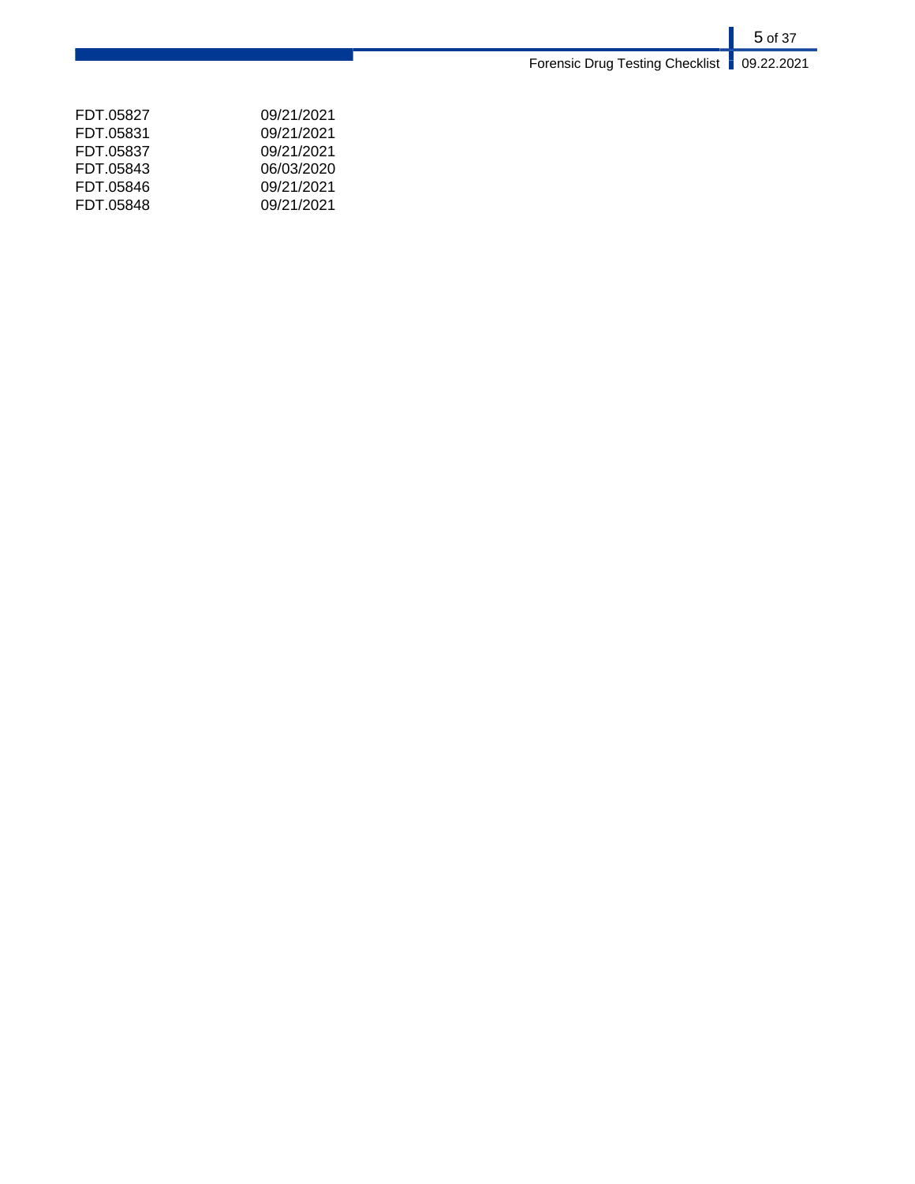| | |
|---|---|
| FDT.05827 | 09/21/2021 |
| FDT.05831 | 09/21/2021 |
| FDT.05837 | 09/21/2021 |
| FDT.05843 | 06/03/2020 |
| FDT.05846 | 09/21/2021 |
| FDT.05848 | 09/21/2021 |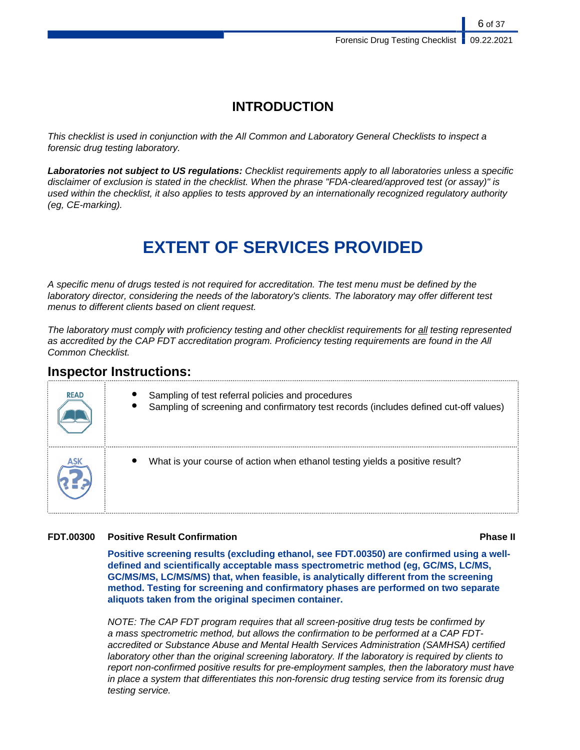# INTRODUCTION

*This checklist is used in conjunction with the All Common and Laboratory General Checklists to inspect a forensic drug testing laboratory.*

***Laboratories not subject to US regulations:*** *Checklist requirements apply to all laboratories unless a specific disclaimer of exclusion is stated in the checklist. When the phrase "FDA-cleared/approved test (or assay)" is used within the checklist, it also applies to tests approved by an internationally recognized regulatory authority (eg, CE-marking).*

# EXTENT OF SERVICES PROVIDED

*A specific menu of drugs tested is not required for accreditation. The test menu must be defined by the laboratory director, considering the needs of the laboratory's clients. The laboratory may offer different test menus to different clients based on client request.*

*The laboratory must comply with proficiency testing and other checklist requirements for all testing represented as accredited by the CAP FDT accreditation program. Proficiency testing requirements are found in the All Common Checklist.*

## Inspector Instructions:

| | |
|---|---|
| READ | • Sampling of test referral policies and procedures<br>• Sampling of screening and confirmatory test records (includes defined cut-off values) |
| ASK | • What is your course of action when ethanol testing yields a positive result? |

**FDT.00300 Positive Result Confirmation** **Phase II**

**Positive screening results (excluding ethanol, see FDT.00350) are confirmed using a well-defined and scientifically acceptable mass spectrometric method (eg, GC/MS, LC/MS, GC/MS/MS, LC/MS/MS) that, when feasible, is analytically different from the screening method. Testing for screening and confirmatory phases are performed on two separate aliquots taken from the original specimen container.**

*NOTE: The CAP FDT program requires that all screen-positive drug tests be confirmed by a mass spectrometric method, but allows the confirmation to be performed at a CAP FDT-accredited or Substance Abuse and Mental Health Services Administration (SAMHSA) certified laboratory other than the original screening laboratory. If the laboratory is required by clients to report non-confirmed positive results for pre-employment samples, then the laboratory must have in place a system that differentiates this non-forensic drug testing service from its forensic drug testing service.*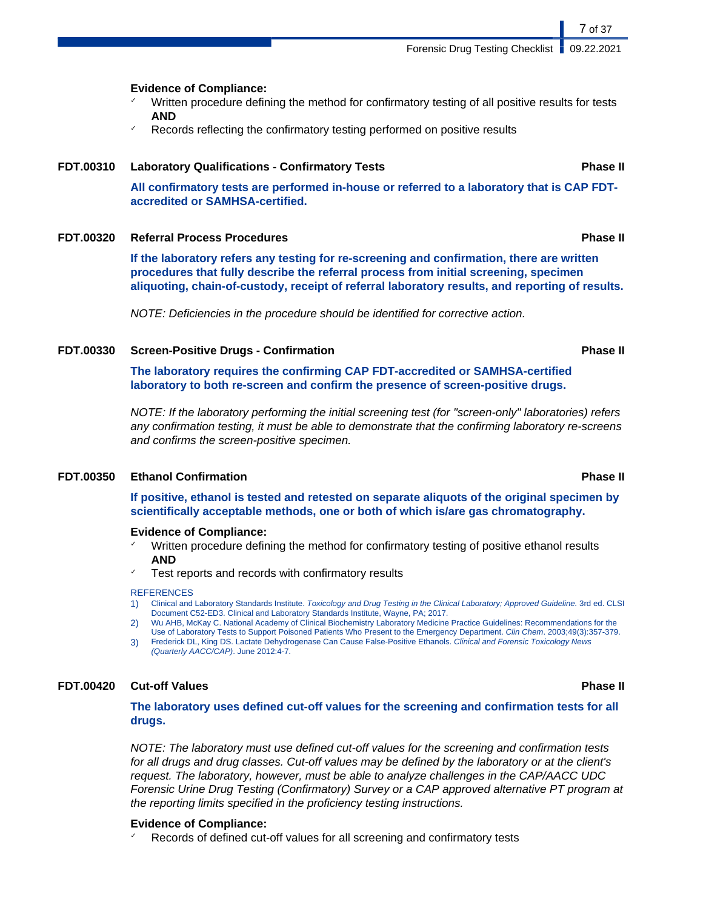**Evidence of Compliance:**
- ✓ Written procedure defining the method for confirmatory testing of all positive results for tests **AND**
- ✓ Records reflecting the confirmatory testing performed on positive results

### FDT.00310 Laboratory Qualifications - Confirmatory Tests — Phase II

**All confirmatory tests are performed in-house or referred to a laboratory that is CAP FDT-accredited or SAMHSA-certified.**

### FDT.00320 Referral Process Procedures — Phase II

**If the laboratory refers any testing for re-screening and confirmation, there are written procedures that fully describe the referral process from initial screening, specimen aliquoting, chain-of-custody, receipt of referral laboratory results, and reporting of results.**

*NOTE: Deficiencies in the procedure should be identified for corrective action.*

### FDT.00330 Screen-Positive Drugs - Confirmation — Phase II

**The laboratory requires the confirming CAP FDT-accredited or SAMHSA-certified laboratory to both re-screen and confirm the presence of screen-positive drugs.**

*NOTE: If the laboratory performing the initial screening test (for "screen-only" laboratories) refers any confirmation testing, it must be able to demonstrate that the confirming laboratory re-screens and confirms the screen-positive specimen.*

### FDT.00350 Ethanol Confirmation — Phase II

**If positive, ethanol is tested and retested on separate aliquots of the original specimen by scientifically acceptable methods, one or both of which is/are gas chromatography.**

**Evidence of Compliance:**
- ✓ Written procedure defining the method for confirmatory testing of positive ethanol results **AND**
- ✓ Test reports and records with confirmatory results

REFERENCES
1) Clinical and Laboratory Standards Institute. *Toxicology and Drug Testing in the Clinical Laboratory; Approved Guideline.* 3rd ed. CLSI Document C52-ED3. Clinical and Laboratory Standards Institute, Wayne, PA; 2017.
2) Wu AHB, McKay C. National Academy of Clinical Biochemistry Laboratory Medicine Practice Guidelines: Recommendations for the Use of Laboratory Tests to Support Poisoned Patients Who Present to the Emergency Department. *Clin Chem*. 2003;49(3):357-379.
3) Frederick DL, King DS. Lactate Dehydrogenase Can Cause False-Positive Ethanols. *Clinical and Forensic Toxicology News (Quarterly AACC/CAP)*. June 2012:4-7.

### FDT.00420 Cut-off Values — Phase II

**The laboratory uses defined cut-off values for the screening and confirmation tests for all drugs.**

*NOTE: The laboratory must use defined cut-off values for the screening and confirmation tests for all drugs and drug classes. Cut-off values may be defined by the laboratory or at the client's request. The laboratory, however, must be able to analyze challenges in the CAP/AACC UDC Forensic Urine Drug Testing (Confirmatory) Survey or a CAP approved alternative PT program at the reporting limits specified in the proficiency testing instructions.*

**Evidence of Compliance:**
- ✓ Records of defined cut-off values for all screening and confirmatory tests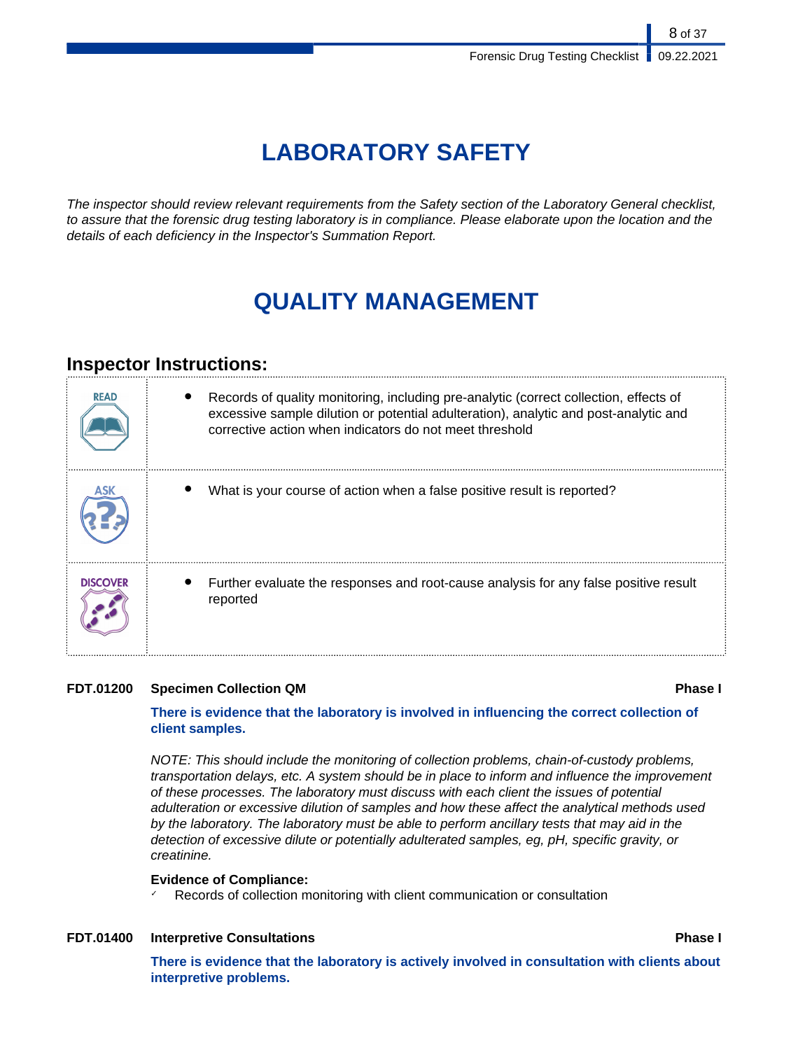# LABORATORY SAFETY

*The inspector should review relevant requirements from the Safety section of the Laboratory General checklist, to assure that the forensic drug testing laboratory is in compliance. Please elaborate upon the location and the details of each deficiency in the Inspector's Summation Report.*

# QUALITY MANAGEMENT

## Inspector Instructions:

| | |
|---|---|
| READ | • Records of quality monitoring, including pre-analytic (correct collection, effects of excessive sample dilution or potential adulteration), analytic and post-analytic and corrective action when indicators do not meet threshold |
| ASK | • What is your course of action when a false positive result is reported? |
| DISCOVER | • Further evaluate the responses and root-cause analysis for any false positive result reported |

**FDT.01200 Specimen Collection QM** **Phase I**

**There is evidence that the laboratory is involved in influencing the correct collection of client samples.**

*NOTE: This should include the monitoring of collection problems, chain-of-custody problems, transportation delays, etc. A system should be in place to inform and influence the improvement of these processes. The laboratory must discuss with each client the issues of potential adulteration or excessive dilution of samples and how these affect the analytical methods used by the laboratory. The laboratory must be able to perform ancillary tests that may aid in the detection of excessive dilute or potentially adulterated samples, eg, pH, specific gravity, or creatinine.*

**Evidence of Compliance:**

- ✓ Records of collection monitoring with client communication or consultation

**FDT.01400 Interpretive Consultations** **Phase I**

**There is evidence that the laboratory is actively involved in consultation with clients about interpretive problems.**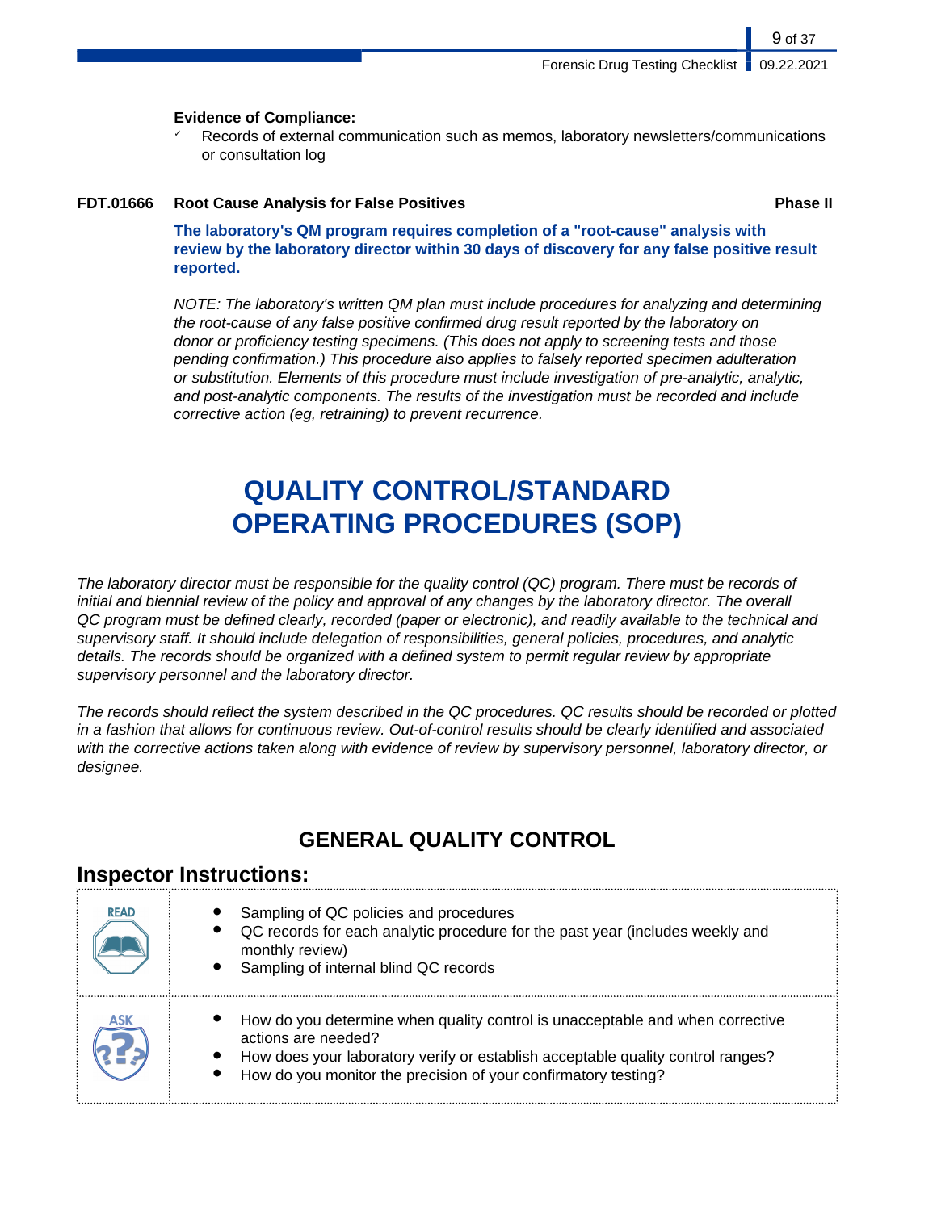**Evidence of Compliance:**

- ✓ Records of external communication such as memos, laboratory newsletters/communications or consultation log

**FDT.01666 Root Cause Analysis for False Positives** **Phase II**

**The laboratory's QM program requires completion of a "root-cause" analysis with review by the laboratory director within 30 days of discovery for any false positive result reported.**

*NOTE: The laboratory's written QM plan must include procedures for analyzing and determining the root-cause of any false positive confirmed drug result reported by the laboratory on donor or proficiency testing specimens. (This does not apply to screening tests and those pending confirmation.) This procedure also applies to falsely reported specimen adulteration or substitution. Elements of this procedure must include investigation of pre-analytic, analytic, and post-analytic components. The results of the investigation must be recorded and include corrective action (eg, retraining) to prevent recurrence.*

# QUALITY CONTROL/STANDARD OPERATING PROCEDURES (SOP)

*The laboratory director must be responsible for the quality control (QC) program. There must be records of initial and biennial review of the policy and approval of any changes by the laboratory director. The overall QC program must be defined clearly, recorded (paper or electronic), and readily available to the technical and supervisory staff. It should include delegation of responsibilities, general policies, procedures, and analytic details. The records should be organized with a defined system to permit regular review by appropriate supervisory personnel and the laboratory director.*

*The records should reflect the system described in the QC procedures. QC results should be recorded or plotted in a fashion that allows for continuous review. Out-of-control results should be clearly identified and associated with the corrective actions taken along with evidence of review by supervisory personnel, laboratory director, or designee.*

## GENERAL QUALITY CONTROL

### Inspector Instructions:

| | |
|---|---|
| READ | • Sampling of QC policies and procedures<br>• QC records for each analytic procedure for the past year (includes weekly and monthly review)<br>• Sampling of internal blind QC records |
| ASK | • How do you determine when quality control is unacceptable and when corrective actions are needed?<br>• How does your laboratory verify or establish acceptable quality control ranges?<br>• How do you monitor the precision of your confirmatory testing? |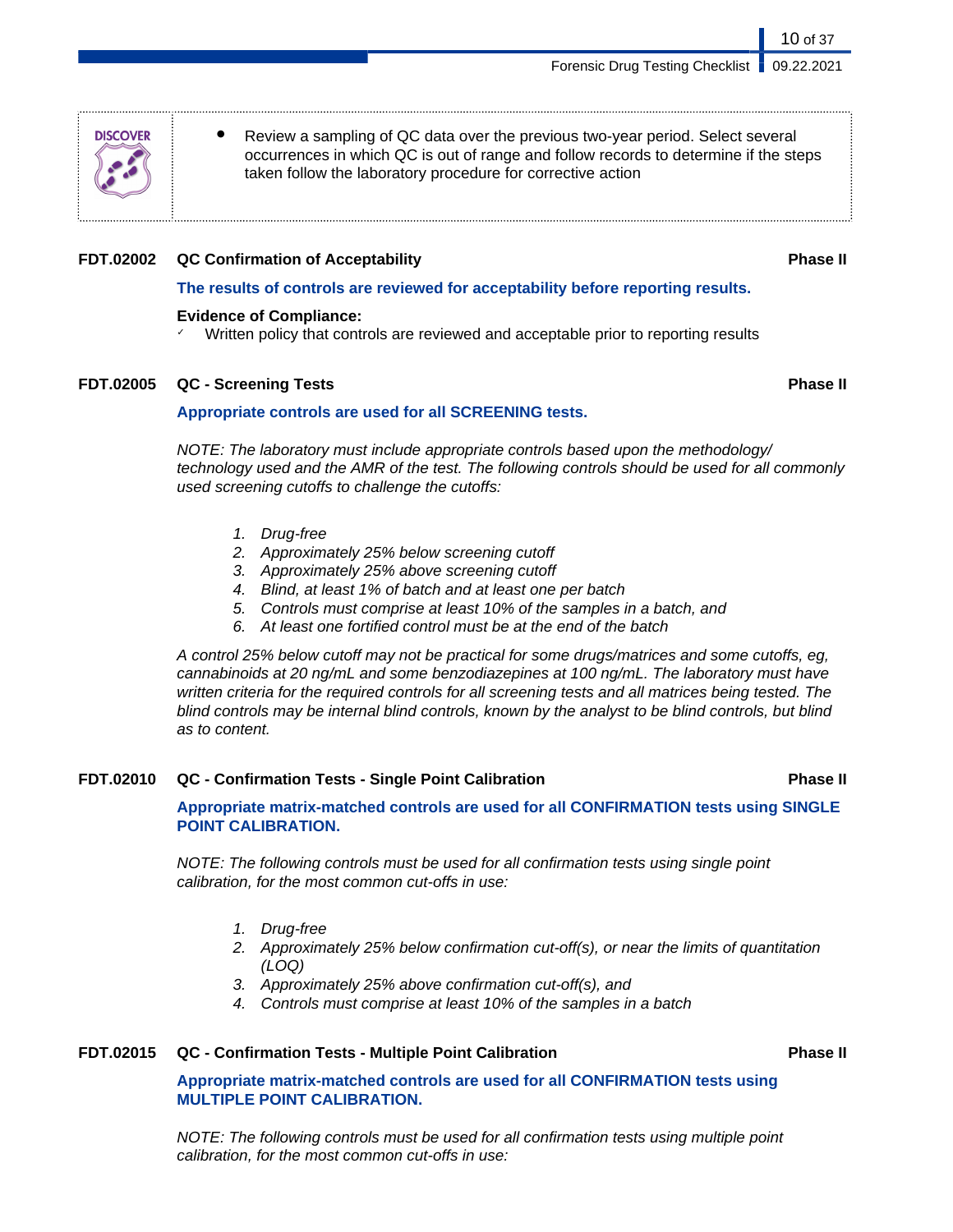**DISCOVER**

- Review a sampling of QC data over the previous two-year period. Select several occurrences in which QC is out of range and follow records to determine if the steps taken follow the laboratory procedure for corrective action

### FDT.02002 QC Confirmation of Acceptability — Phase II

**The results of controls are reviewed for acceptability before reporting results.**

**Evidence of Compliance:**

- ✓ Written policy that controls are reviewed and acceptable prior to reporting results

### FDT.02005 QC - Screening Tests — Phase II

**Appropriate controls are used for all SCREENING tests.**

*NOTE: The laboratory must include appropriate controls based upon the methodology/ technology used and the AMR of the test. The following controls should be used for all commonly used screening cutoffs to challenge the cutoffs:*

1. *Drug-free*
2. *Approximately 25% below screening cutoff*
3. *Approximately 25% above screening cutoff*
4. *Blind, at least 1% of batch and at least one per batch*
5. *Controls must comprise at least 10% of the samples in a batch, and*
6. *At least one fortified control must be at the end of the batch*

*A control 25% below cutoff may not be practical for some drugs/matrices and some cutoffs, eg, cannabinoids at 20 ng/mL and some benzodiazepines at 100 ng/mL. The laboratory must have written criteria for the required controls for all screening tests and all matrices being tested. The blind controls may be internal blind controls, known by the analyst to be blind controls, but blind as to content.*

### FDT.02010 QC - Confirmation Tests - Single Point Calibration — Phase II

**Appropriate matrix-matched controls are used for all CONFIRMATION tests using SINGLE POINT CALIBRATION.**

*NOTE: The following controls must be used for all confirmation tests using single point calibration, for the most common cut-offs in use:*

1. *Drug-free*
2. *Approximately 25% below confirmation cut-off(s), or near the limits of quantitation (LOQ)*
3. *Approximately 25% above confirmation cut-off(s), and*
4. *Controls must comprise at least 10% of the samples in a batch*

### FDT.02015 QC - Confirmation Tests - Multiple Point Calibration — Phase II

**Appropriate matrix-matched controls are used for all CONFIRMATION tests using MULTIPLE POINT CALIBRATION.**

*NOTE: The following controls must be used for all confirmation tests using multiple point calibration, for the most common cut-offs in use:*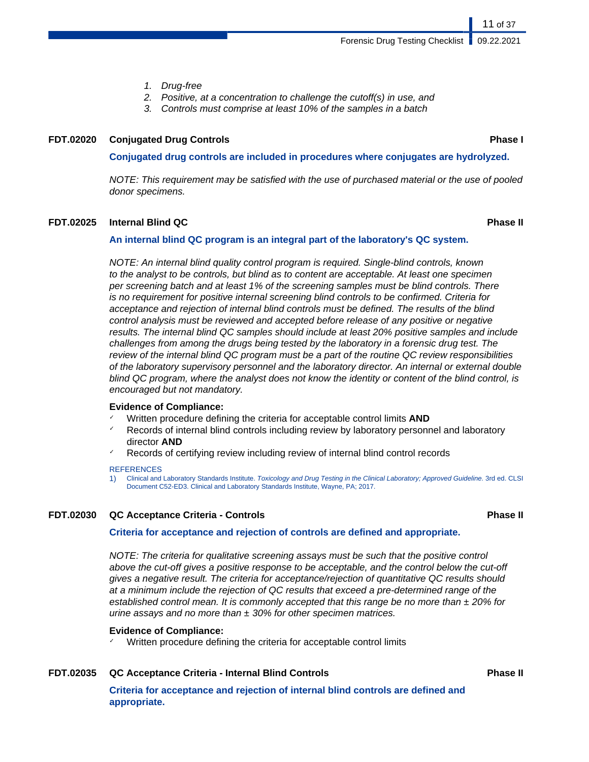1. *Drug-free*
2. *Positive, at a concentration to challenge the cutoff(s) in use, and*
3. *Controls must comprise at least 10% of the samples in a batch*

### FDT.02020 Conjugated Drug Controls — Phase I

**Conjugated drug controls are included in procedures where conjugates are hydrolyzed.**

*NOTE: This requirement may be satisfied with the use of purchased material or the use of pooled donor specimens.*

### FDT.02025 Internal Blind QC — Phase II

**An internal blind QC program is an integral part of the laboratory's QC system.**

*NOTE: An internal blind quality control program is required. Single-blind controls, known to the analyst to be controls, but blind as to content are acceptable. At least one specimen per screening batch and at least 1% of the screening samples must be blind controls. There is no requirement for positive internal screening blind controls to be confirmed. Criteria for acceptance and rejection of internal blind controls must be defined. The results of the blind control analysis must be reviewed and accepted before release of any positive or negative results. The internal blind QC samples should include at least 20% positive samples and include challenges from among the drugs being tested by the laboratory in a forensic drug test. The review of the internal blind QC program must be a part of the routine QC review responsibilities of the laboratory supervisory personnel and the laboratory director. An internal or external double blind QC program, where the analyst does not know the identity or content of the blind control, is encouraged but not mandatory.*

**Evidence of Compliance:**

- ✓ Written procedure defining the criteria for acceptable control limits **AND**
- ✓ Records of internal blind controls including review by laboratory personnel and laboratory director **AND**
- ✓ Records of certifying review including review of internal blind control records

REFERENCES

1) Clinical and Laboratory Standards Institute. *Toxicology and Drug Testing in the Clinical Laboratory; Approved Guideline.* 3rd ed. CLSI Document C52-ED3. Clinical and Laboratory Standards Institute, Wayne, PA; 2017.

### FDT.02030 QC Acceptance Criteria - Controls — Phase II

**Criteria for acceptance and rejection of controls are defined and appropriate.**

*NOTE: The criteria for qualitative screening assays must be such that the positive control above the cut-off gives a positive response to be acceptable, and the control below the cut-off gives a negative result. The criteria for acceptance/rejection of quantitative QC results should at a minimum include the rejection of QC results that exceed a pre-determined range of the established control mean. It is commonly accepted that this range be no more than ± 20% for urine assays and no more than ± 30% for other specimen matrices.*

**Evidence of Compliance:**

- ✓ Written procedure defining the criteria for acceptable control limits

### FDT.02035 QC Acceptance Criteria - Internal Blind Controls — Phase II

**Criteria for acceptance and rejection of internal blind controls are defined and appropriate.**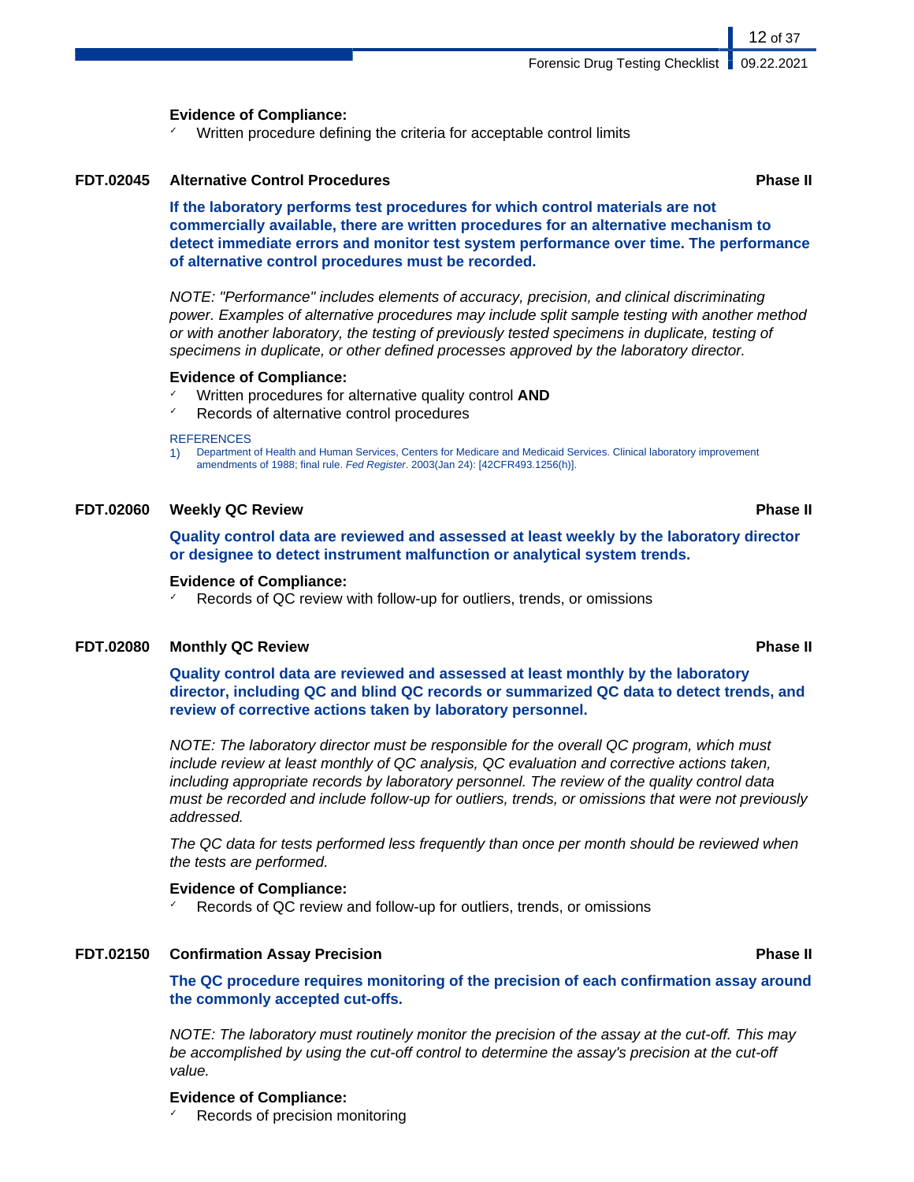**Evidence of Compliance:**

- Written procedure defining the criteria for acceptable control limits

### FDT.02045 Alternative Control Procedures — Phase II

**If the laboratory performs test procedures for which control materials are not commercially available, there are written procedures for an alternative mechanism to detect immediate errors and monitor test system performance over time. The performance of alternative control procedures must be recorded.**

*NOTE: "Performance" includes elements of accuracy, precision, and clinical discriminating power. Examples of alternative procedures may include split sample testing with another method or with another laboratory, the testing of previously tested specimens in duplicate, testing of specimens in duplicate, or other defined processes approved by the laboratory director.*

**Evidence of Compliance:**

- Written procedures for alternative quality control **AND**
- Records of alternative control procedures

REFERENCES

1) Department of Health and Human Services, Centers for Medicare and Medicaid Services. Clinical laboratory improvement amendments of 1988; final rule. *Fed Register*. 2003(Jan 24): [42CFR493.1256(h)].

### FDT.02060 Weekly QC Review — Phase II

**Quality control data are reviewed and assessed at least weekly by the laboratory director or designee to detect instrument malfunction or analytical system trends.**

**Evidence of Compliance:**

- Records of QC review with follow-up for outliers, trends, or omissions

### FDT.02080 Monthly QC Review — Phase II

**Quality control data are reviewed and assessed at least monthly by the laboratory director, including QC and blind QC records or summarized QC data to detect trends, and review of corrective actions taken by laboratory personnel.**

*NOTE: The laboratory director must be responsible for the overall QC program, which must include review at least monthly of QC analysis, QC evaluation and corrective actions taken, including appropriate records by laboratory personnel. The review of the quality control data must be recorded and include follow-up for outliers, trends, or omissions that were not previously addressed.*

*The QC data for tests performed less frequently than once per month should be reviewed when the tests are performed.*

**Evidence of Compliance:**

- Records of QC review and follow-up for outliers, trends, or omissions

### FDT.02150 Confirmation Assay Precision — Phase II

**The QC procedure requires monitoring of the precision of each confirmation assay around the commonly accepted cut-offs.**

*NOTE: The laboratory must routinely monitor the precision of the assay at the cut-off. This may be accomplished by using the cut-off control to determine the assay's precision at the cut-off value.*

**Evidence of Compliance:**

- Records of precision monitoring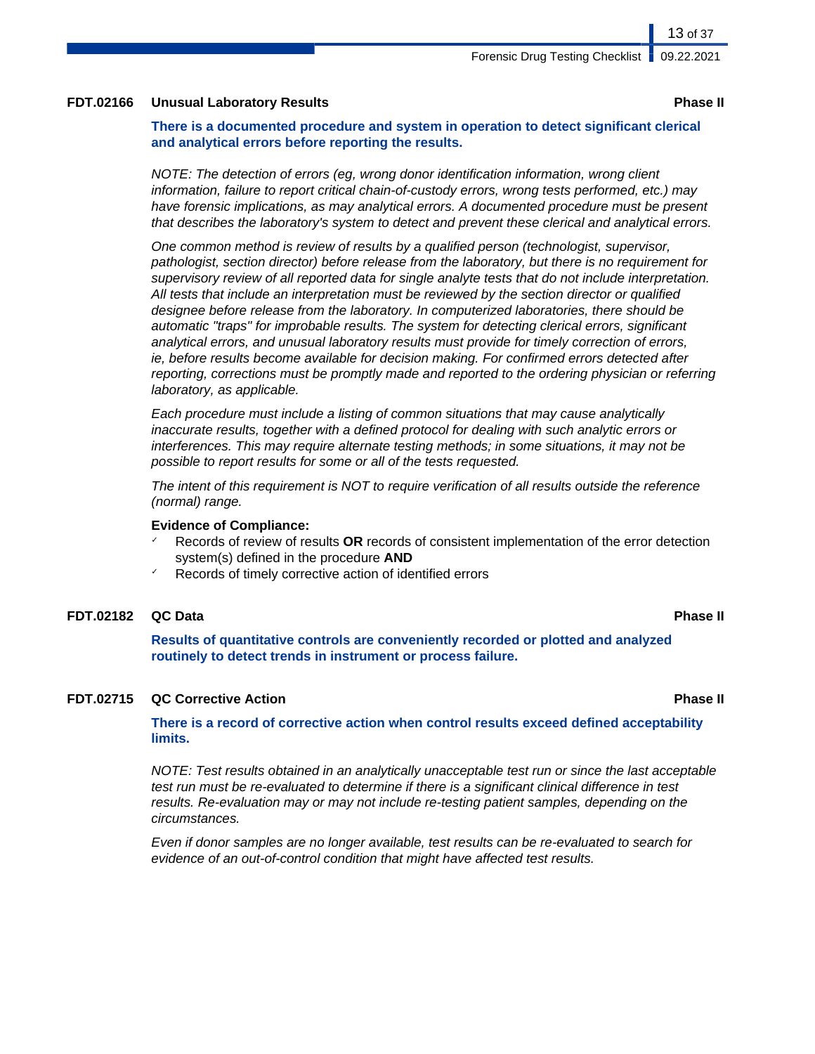### FDT.02166 Unusual Laboratory Results — Phase II

**There is a documented procedure and system in operation to detect significant clerical and analytical errors before reporting the results.**

*NOTE: The detection of errors (eg, wrong donor identification information, wrong client information, failure to report critical chain-of-custody errors, wrong tests performed, etc.) may have forensic implications, as may analytical errors. A documented procedure must be present that describes the laboratory's system to detect and prevent these clerical and analytical errors.*

*One common method is review of results by a qualified person (technologist, supervisor, pathologist, section director) before release from the laboratory, but there is no requirement for supervisory review of all reported data for single analyte tests that do not include interpretation. All tests that include an interpretation must be reviewed by the section director or qualified designee before release from the laboratory. In computerized laboratories, there should be automatic "traps" for improbable results. The system for detecting clerical errors, significant analytical errors, and unusual laboratory results must provide for timely correction of errors, ie, before results become available for decision making. For confirmed errors detected after reporting, corrections must be promptly made and reported to the ordering physician or referring laboratory, as applicable.*

*Each procedure must include a listing of common situations that may cause analytically inaccurate results, together with a defined protocol for dealing with such analytic errors or interferences. This may require alternate testing methods; in some situations, it may not be possible to report results for some or all of the tests requested.*

*The intent of this requirement is NOT to require verification of all results outside the reference (normal) range.*

**Evidence of Compliance:**

- ✓ Records of review of results **OR** records of consistent implementation of the error detection system(s) defined in the procedure **AND**
- ✓ Records of timely corrective action of identified errors

### FDT.02182 QC Data — Phase II

**Results of quantitative controls are conveniently recorded or plotted and analyzed routinely to detect trends in instrument or process failure.**

### FDT.02715 QC Corrective Action — Phase II

**There is a record of corrective action when control results exceed defined acceptability limits.**

*NOTE: Test results obtained in an analytically unacceptable test run or since the last acceptable test run must be re-evaluated to determine if there is a significant clinical difference in test results. Re-evaluation may or may not include re-testing patient samples, depending on the circumstances.*

*Even if donor samples are no longer available, test results can be re-evaluated to search for evidence of an out-of-control condition that might have affected test results.*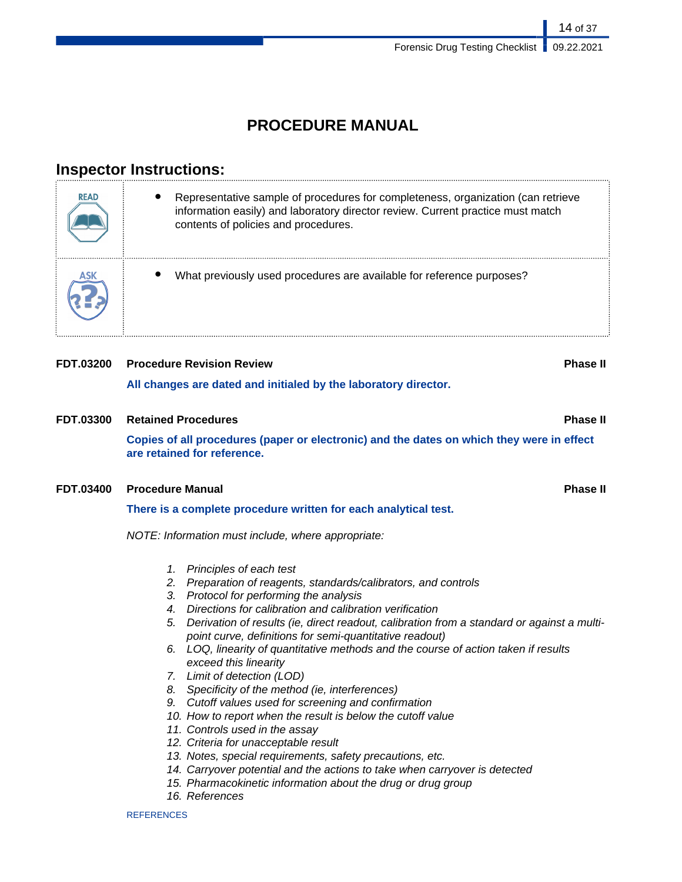# PROCEDURE MANUAL

## Inspector Instructions:

| | |
|---|---|
| READ | • Representative sample of procedures for completeness, organization (can retrieve information easily) and laboratory director review. Current practice must match contents of policies and procedures. |
| ASK | • What previously used procedures are available for reference purposes? |

**FDT.03200 Procedure Revision Review** **Phase II**

**All changes are dated and initialed by the laboratory director.**

**FDT.03300 Retained Procedures** **Phase II**

**Copies of all procedures (paper or electronic) and the dates on which they were in effect are retained for reference.**

**FDT.03400 Procedure Manual** **Phase II**

**There is a complete procedure written for each analytical test.**

*NOTE: Information must include, where appropriate:*

1. *Principles of each test*
2. *Preparation of reagents, standards/calibrators, and controls*
3. *Protocol for performing the analysis*
4. *Directions for calibration and calibration verification*
5. *Derivation of results (ie, direct readout, calibration from a standard or against a multi-point curve, definitions for semi-quantitative readout)*
6. *LOQ, linearity of quantitative methods and the course of action taken if results exceed this linearity*
7. *Limit of detection (LOD)*
8. *Specificity of the method (ie, interferences)*
9. *Cutoff values used for screening and confirmation*
10. *How to report when the result is below the cutoff value*
11. *Controls used in the assay*
12. *Criteria for unacceptable result*
13. *Notes, special requirements, safety precautions, etc.*
14. *Carryover potential and the actions to take when carryover is detected*
15. *Pharmacokinetic information about the drug or drug group*
16. *References*

REFERENCES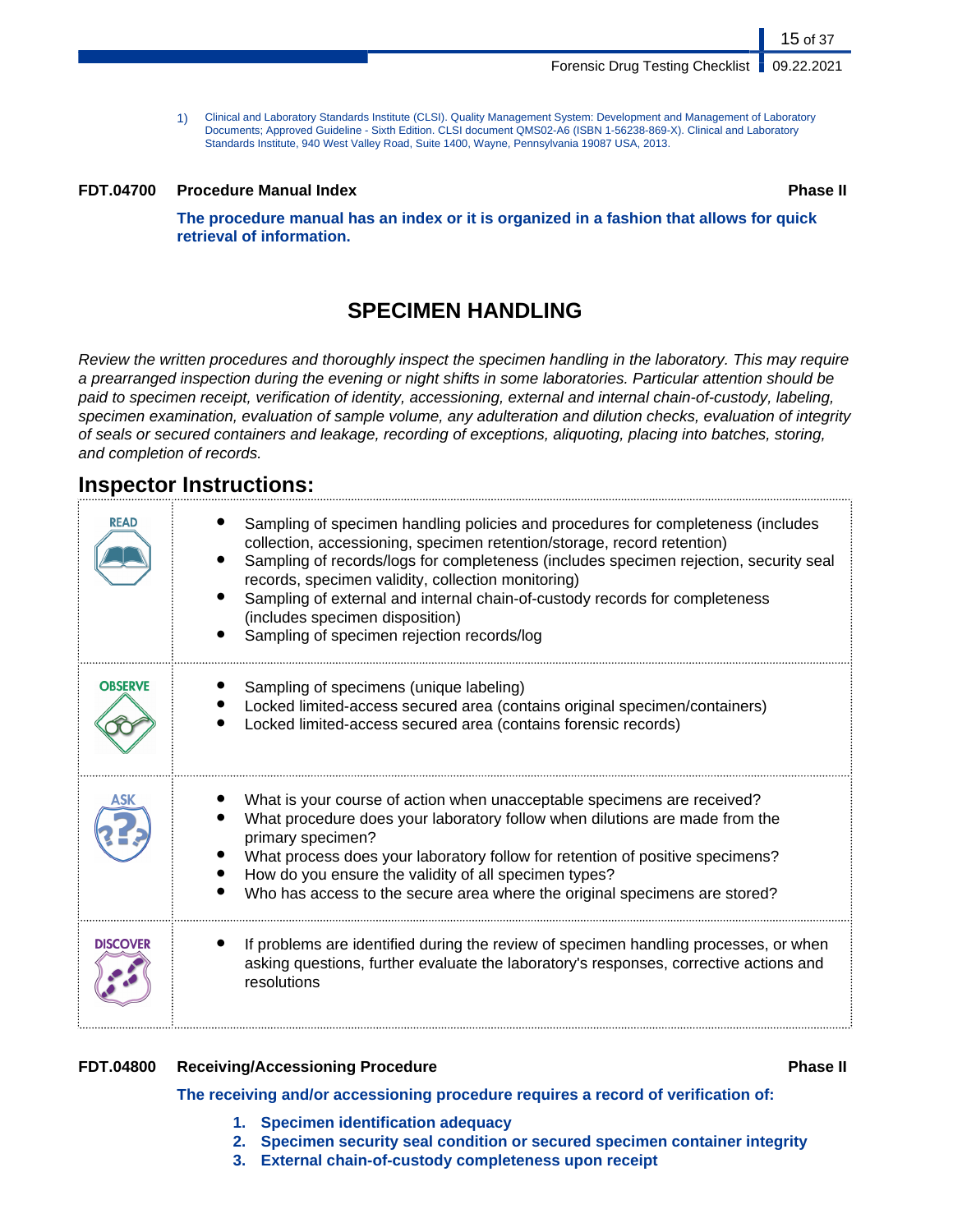1) Clinical and Laboratory Standards Institute (CLSI). Quality Management System: Development and Management of Laboratory Documents; Approved Guideline - Sixth Edition. CLSI document QMS02-A6 (ISBN 1-56238-869-X). Clinical and Laboratory Standards Institute, 940 West Valley Road, Suite 1400, Wayne, Pennsylvania 19087 USA, 2013.

### FDT.04700 Procedure Manual Index — Phase II

**The procedure manual has an index or it is organized in a fashion that allows for quick retrieval of information.**

## SPECIMEN HANDLING

*Review the written procedures and thoroughly inspect the specimen handling in the laboratory. This may require a prearranged inspection during the evening or night shifts in some laboratories. Particular attention should be paid to specimen receipt, verification of identity, accessioning, external and internal chain-of-custody, labeling, specimen examination, evaluation of sample volume, any adulteration and dilution checks, evaluation of integrity of seals or secured containers and leakage, recording of exceptions, aliquoting, placing into batches, storing, and completion of records.*

## Inspector Instructions:

| | |
|---|---|
| READ | • Sampling of specimen handling policies and procedures for completeness (includes collection, accessioning, specimen retention/storage, record retention)<br>• Sampling of records/logs for completeness (includes specimen rejection, security seal records, specimen validity, collection monitoring)<br>• Sampling of external and internal chain-of-custody records for completeness (includes specimen disposition)<br>• Sampling of specimen rejection records/log |
| OBSERVE | • Sampling of specimens (unique labeling)<br>• Locked limited-access secured area (contains original specimen/containers)<br>• Locked limited-access secured area (contains forensic records) |
| ASK | • What is your course of action when unacceptable specimens are received?<br>• What procedure does your laboratory follow when dilutions are made from the primary specimen?<br>• What process does your laboratory follow for retention of positive specimens?<br>• How do you ensure the validity of all specimen types?<br>• Who has access to the secure area where the original specimens are stored? |
| DISCOVER | • If problems are identified during the review of specimen handling processes, or when asking questions, further evaluate the laboratory's responses, corrective actions and resolutions |

### FDT.04800 Receiving/Accessioning Procedure — Phase II

**The receiving and/or accessioning procedure requires a record of verification of:**

1. **Specimen identification adequacy**
2. **Specimen security seal condition or secured specimen container integrity**
3. **External chain-of-custody completeness upon receipt**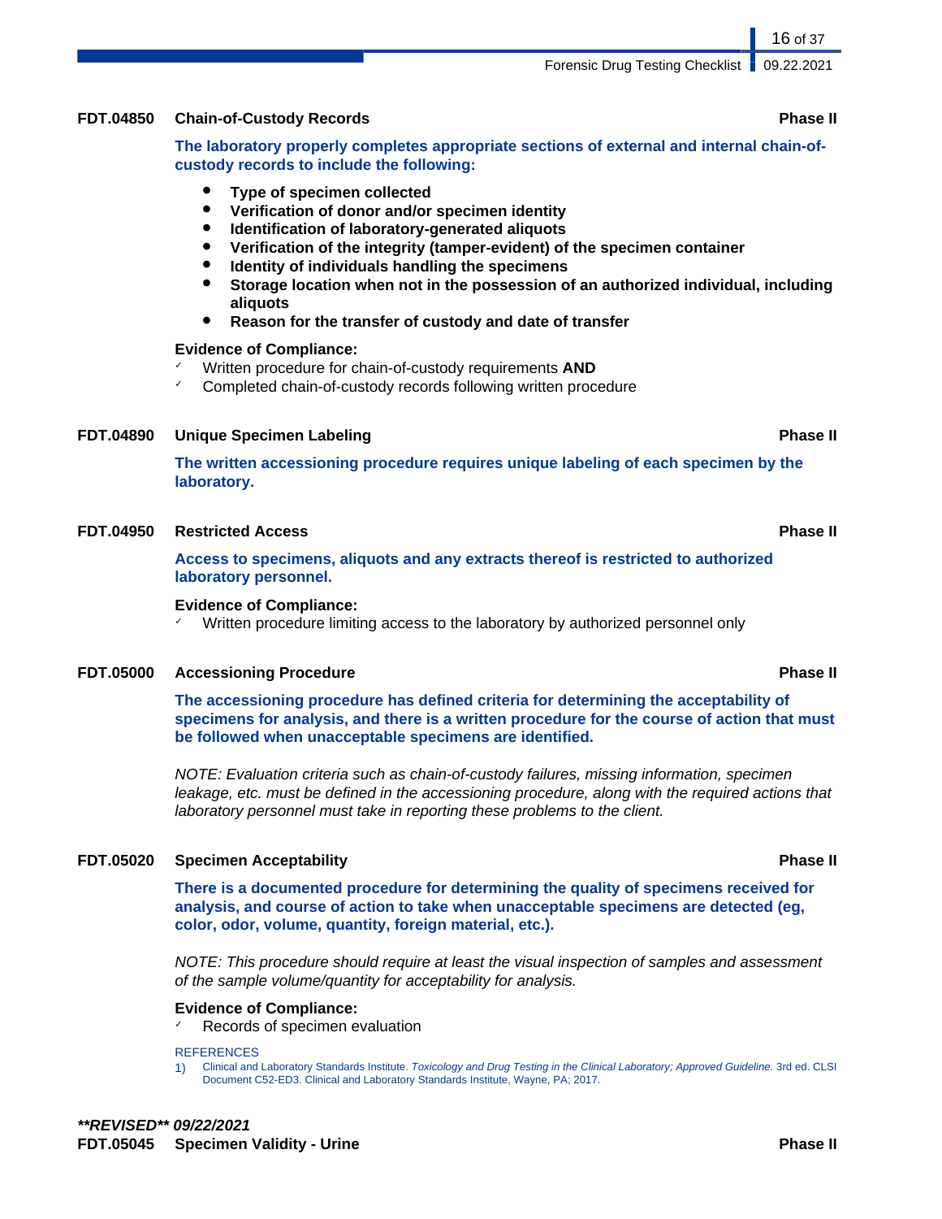### FDT.04850 Chain-of-Custody Records — Phase II

**The laboratory properly completes appropriate sections of external and internal chain-of-custody records to include the following:**

- **Type of specimen collected**
- **Verification of donor and/or specimen identity**
- **Identification of laboratory-generated aliquots**
- **Verification of the integrity (tamper-evident) of the specimen container**
- **Identity of individuals handling the specimens**
- **Storage location when not in the possession of an authorized individual, including aliquots**
- **Reason for the transfer of custody and date of transfer**

**Evidence of Compliance:**

- ✓ Written procedure for chain-of-custody requirements **AND**
- ✓ Completed chain-of-custody records following written procedure

### FDT.04890 Unique Specimen Labeling — Phase II

**The written accessioning procedure requires unique labeling of each specimen by the laboratory.**

### FDT.04950 Restricted Access — Phase II

**Access to specimens, aliquots and any extracts thereof is restricted to authorized laboratory personnel.**

**Evidence of Compliance:**

- ✓ Written procedure limiting access to the laboratory by authorized personnel only

### FDT.05000 Accessioning Procedure — Phase II

**The accessioning procedure has defined criteria for determining the acceptability of specimens for analysis, and there is a written procedure for the course of action that must be followed when unacceptable specimens are identified.**

*NOTE: Evaluation criteria such as chain-of-custody failures, missing information, specimen leakage, etc. must be defined in the accessioning procedure, along with the required actions that laboratory personnel must take in reporting these problems to the client.*

### FDT.05020 Specimen Acceptability — Phase II

**There is a documented procedure for determining the quality of specimens received for analysis, and course of action to take when unacceptable specimens are detected (eg, color, odor, volume, quantity, foreign material, etc.).**

*NOTE: This procedure should require at least the visual inspection of samples and assessment of the sample volume/quantity for acceptability for analysis.*

**Evidence of Compliance:**

- ✓ Records of specimen evaluation

REFERENCES

1) Clinical and Laboratory Standards Institute. *Toxicology and Drug Testing in the Clinical Laboratory; Approved Guideline.* 3rd ed. CLSI Document C52-ED3. Clinical and Laboratory Standards Institute, Wayne, PA; 2017.

***\*\*REVISED\*\* 09/22/2021***

### FDT.05045 Specimen Validity - Urine — Phase II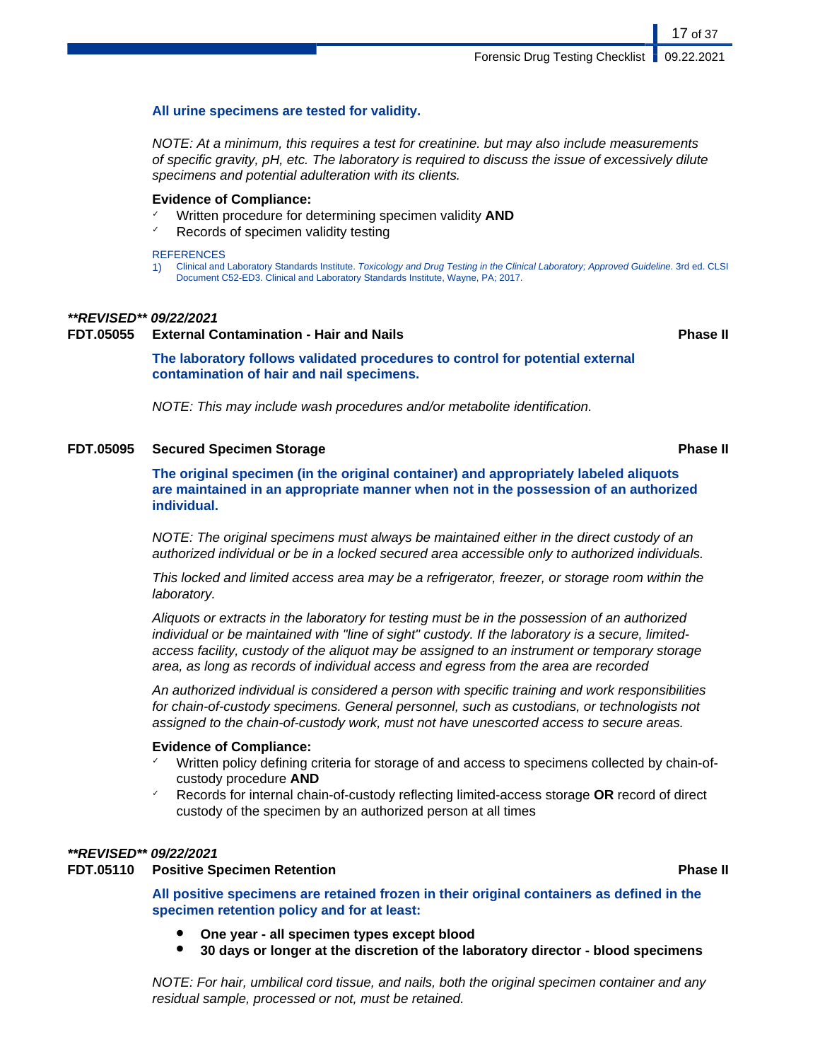**All urine specimens are tested for validity.**

*NOTE: At a minimum, this requires a test for creatinine. but may also include measurements of specific gravity, pH, etc. The laboratory is required to discuss the issue of excessively dilute specimens and potential adulteration with its clients.*

**Evidence of Compliance:**

- ✓ Written procedure for determining specimen validity **AND**
- ✓ Records of specimen validity testing

REFERENCES

1) Clinical and Laboratory Standards Institute. *Toxicology and Drug Testing in the Clinical Laboratory; Approved Guideline.* 3rd ed. CLSI Document C52-ED3. Clinical and Laboratory Standards Institute, Wayne, PA; 2017.

***\*\*REVISED\*\* 09/22/2021***

### FDT.05055 External Contamination - Hair and Nails — Phase II

**The laboratory follows validated procedures to control for potential external contamination of hair and nail specimens.**

*NOTE: This may include wash procedures and/or metabolite identification.*

### FDT.05095 Secured Specimen Storage — Phase II

**The original specimen (in the original container) and appropriately labeled aliquots are maintained in an appropriate manner when not in the possession of an authorized individual.**

*NOTE: The original specimens must always be maintained either in the direct custody of an authorized individual or be in a locked secured area accessible only to authorized individuals.*

*This locked and limited access area may be a refrigerator, freezer, or storage room within the laboratory.*

*Aliquots or extracts in the laboratory for testing must be in the possession of an authorized individual or be maintained with "line of sight" custody. If the laboratory is a secure, limited-access facility, custody of the aliquot may be assigned to an instrument or temporary storage area, as long as records of individual access and egress from the area are recorded*

*An authorized individual is considered a person with specific training and work responsibilities for chain-of-custody specimens. General personnel, such as custodians, or technologists not assigned to the chain-of-custody work, must not have unescorted access to secure areas.*

**Evidence of Compliance:**

- ✓ Written policy defining criteria for storage of and access to specimens collected by chain-of-custody procedure **AND**
- ✓ Records for internal chain-of-custody reflecting limited-access storage **OR** record of direct custody of the specimen by an authorized person at all times

***\*\*REVISED\*\* 09/22/2021***

### FDT.05110 Positive Specimen Retention — Phase II

**All positive specimens are retained frozen in their original containers as defined in the specimen retention policy and for at least:**

- **One year - all specimen types except blood**
- **30 days or longer at the discretion of the laboratory director - blood specimens**

*NOTE: For hair, umbilical cord tissue, and nails, both the original specimen container and any residual sample, processed or not, must be retained.*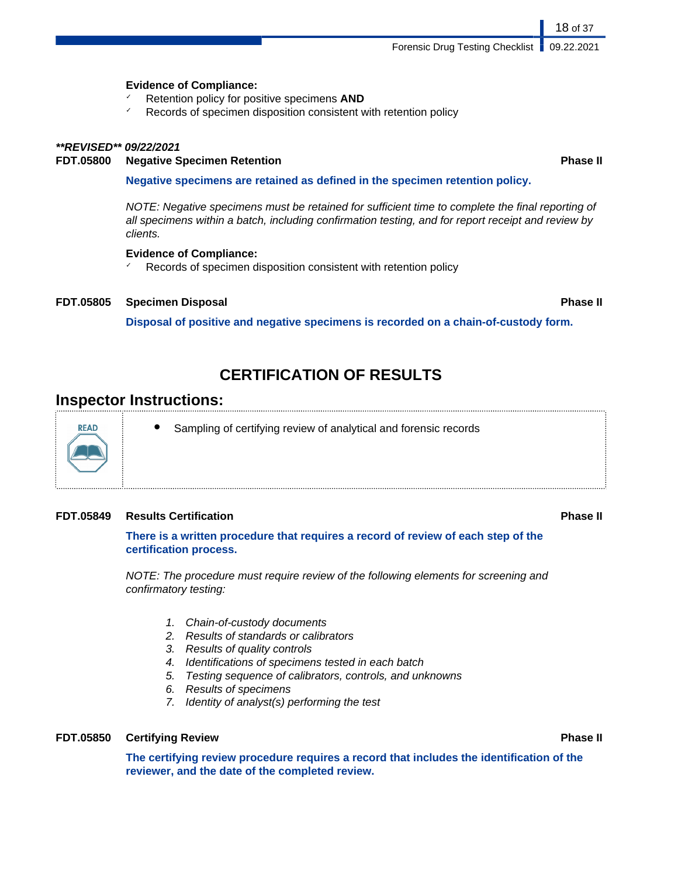**Evidence of Compliance:**

- ✓ Retention policy for positive specimens **AND**
- ✓ Records of specimen disposition consistent with retention policy

***\*\*REVISED\*\* 09/22/2021***

**FDT.05800 Negative Specimen Retention** **Phase II**

**Negative specimens are retained as defined in the specimen retention policy.**

*NOTE: Negative specimens must be retained for sufficient time to complete the final reporting of all specimens within a batch, including confirmation testing, and for report receipt and review by clients.*

**Evidence of Compliance:**

- ✓ Records of specimen disposition consistent with retention policy

**FDT.05805 Specimen Disposal** **Phase II**

**Disposal of positive and negative specimens is recorded on a chain-of-custody form.**

## CERTIFICATION OF RESULTS

### Inspector Instructions:

| READ | • Sampling of certifying review of analytical and forensic records |
|---|---|

**FDT.05849 Results Certification** **Phase II**

**There is a written procedure that requires a record of review of each step of the certification process.**

*NOTE: The procedure must require review of the following elements for screening and confirmatory testing:*

1. *Chain-of-custody documents*
2. *Results of standards or calibrators*
3. *Results of quality controls*
4. *Identifications of specimens tested in each batch*
5. *Testing sequence of calibrators, controls, and unknowns*
6. *Results of specimens*
7. *Identity of analyst(s) performing the test*

**FDT.05850 Certifying Review** **Phase II**

**The certifying review procedure requires a record that includes the identification of the reviewer, and the date of the completed review.**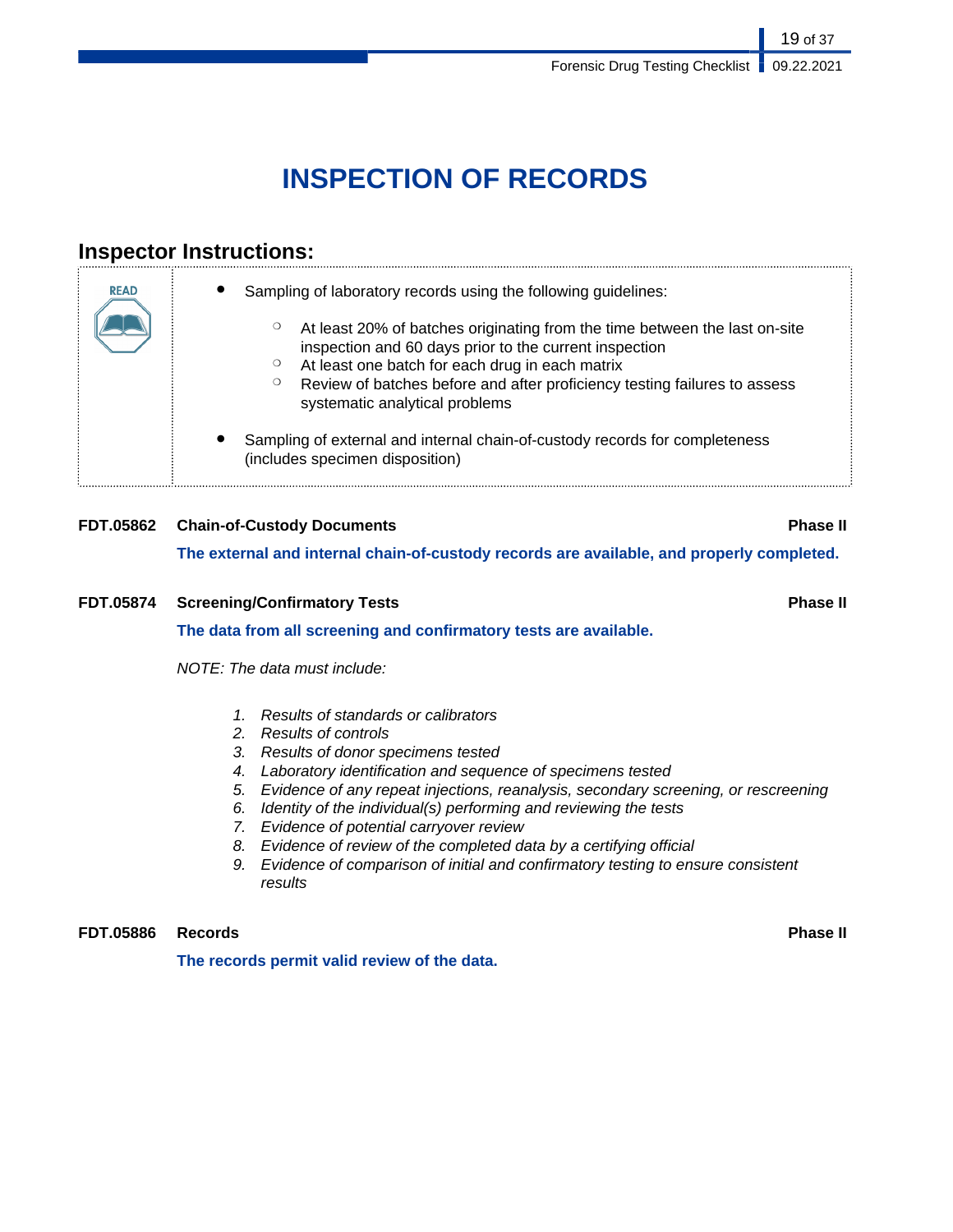# INSPECTION OF RECORDS

## Inspector Instructions:

**READ**

- Sampling of laboratory records using the following guidelines:
  - At least 20% of batches originating from the time between the last on-site inspection and 60 days prior to the current inspection
  - At least one batch for each drug in each matrix
  - Review of batches before and after proficiency testing failures to assess systematic analytical problems
- Sampling of external and internal chain-of-custody records for completeness (includes specimen disposition)

**FDT.05862 Chain-of-Custody Documents** **Phase II**

**The external and internal chain-of-custody records are available, and properly completed.**

**FDT.05874 Screening/Confirmatory Tests** **Phase II**

**The data from all screening and confirmatory tests are available.**

*NOTE: The data must include:*

1. *Results of standards or calibrators*
2. *Results of controls*
3. *Results of donor specimens tested*
4. *Laboratory identification and sequence of specimens tested*
5. *Evidence of any repeat injections, reanalysis, secondary screening, or rescreening*
6. *Identity of the individual(s) performing and reviewing the tests*
7. *Evidence of potential carryover review*
8. *Evidence of review of the completed data by a certifying official*
9. *Evidence of comparison of initial and confirmatory testing to ensure consistent results*

**FDT.05886 Records** **Phase II**

**The records permit valid review of the data.**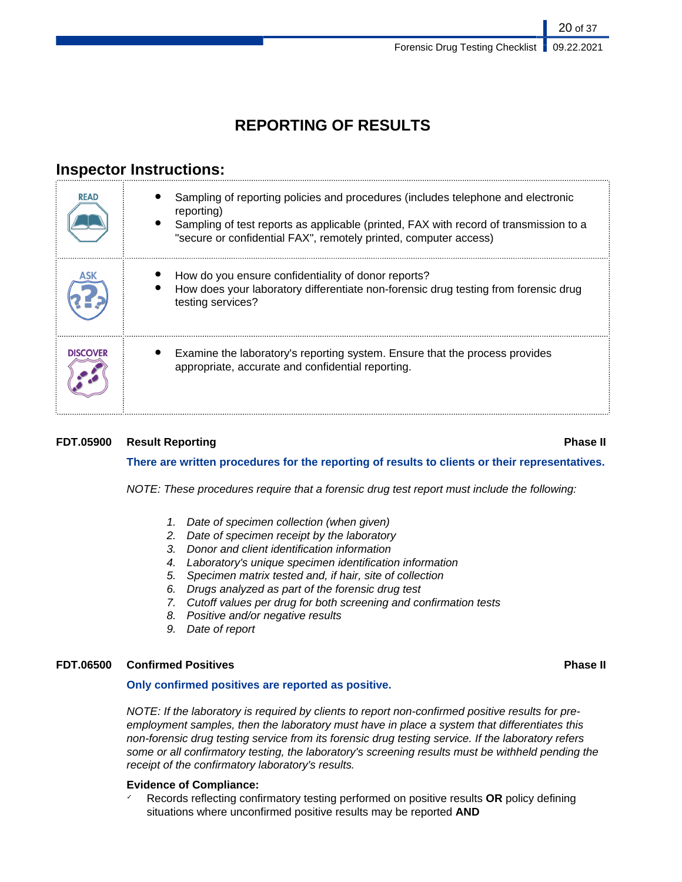# REPORTING OF RESULTS

## Inspector Instructions:

| | |
|---|---|
| READ | • Sampling of reporting policies and procedures (includes telephone and electronic reporting)<br>• Sampling of test reports as applicable (printed, FAX with record of transmission to a "secure or confidential FAX", remotely printed, computer access) |
| ASK | • How do you ensure confidentiality of donor reports?<br>• How does your laboratory differentiate non-forensic drug testing from forensic drug testing services? |
| DISCOVER | • Examine the laboratory's reporting system. Ensure that the process provides appropriate, accurate and confidential reporting. |

**FDT.05900 Result Reporting** **Phase II**

**There are written procedures for the reporting of results to clients or their representatives.**

*NOTE: These procedures require that a forensic drug test report must include the following:*

1. *Date of specimen collection (when given)*
2. *Date of specimen receipt by the laboratory*
3. *Donor and client identification information*
4. *Laboratory's unique specimen identification information*
5. *Specimen matrix tested and, if hair, site of collection*
6. *Drugs analyzed as part of the forensic drug test*
7. *Cutoff values per drug for both screening and confirmation tests*
8. *Positive and/or negative results*
9. *Date of report*

**FDT.06500 Confirmed Positives** **Phase II**

**Only confirmed positives are reported as positive.**

*NOTE: If the laboratory is required by clients to report non-confirmed positive results for pre-employment samples, then the laboratory must have in place a system that differentiates this non-forensic drug testing service from its forensic drug testing service. If the laboratory refers some or all confirmatory testing, the laboratory's screening results must be withheld pending the receipt of the confirmatory laboratory's results.*

**Evidence of Compliance:**

✓ Records reflecting confirmatory testing performed on positive results **OR** policy defining situations where unconfirmed positive results may be reported **AND**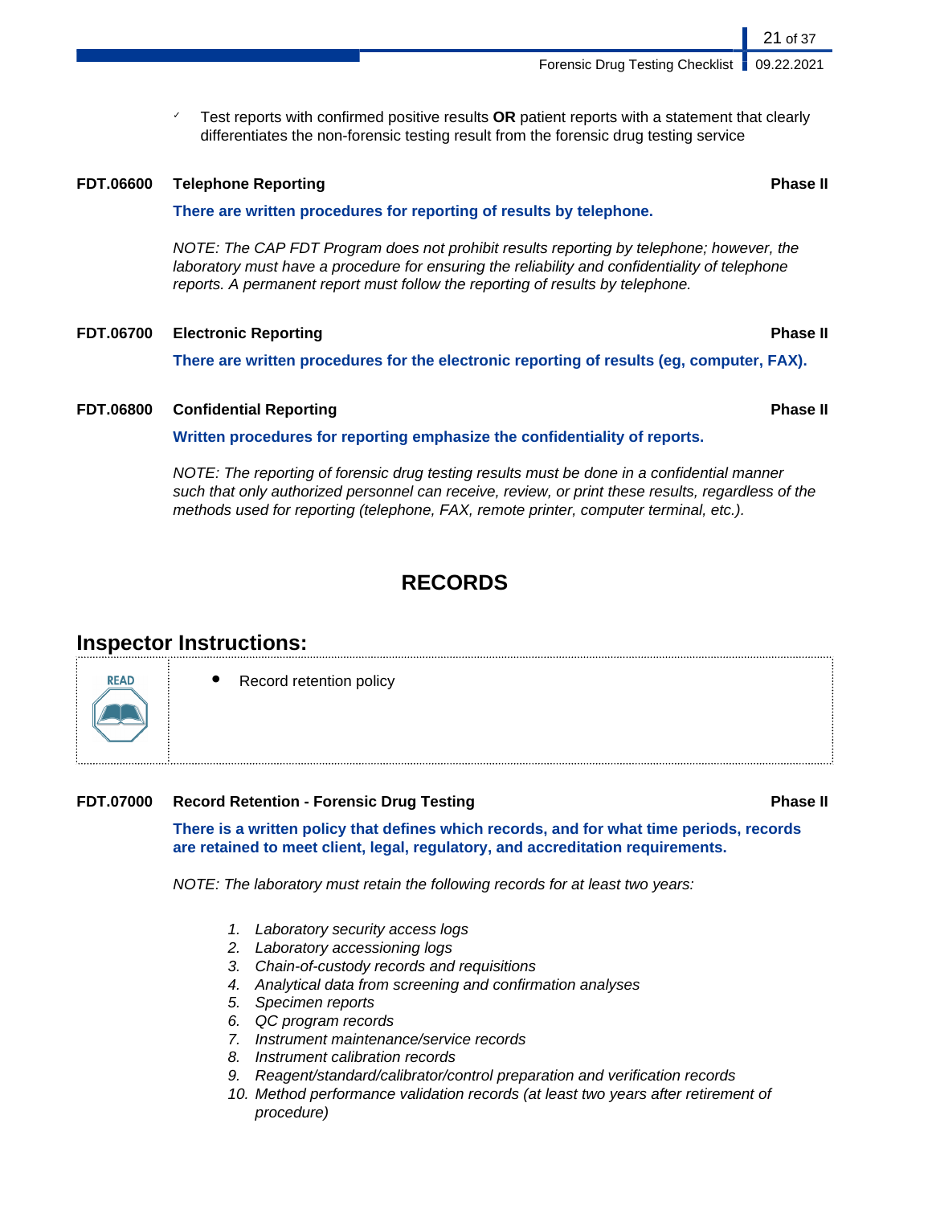- ✓ Test reports with confirmed positive results **OR** patient reports with a statement that clearly differentiates the non-forensic testing result from the forensic drug testing service

**FDT.06600 Telephone Reporting** **Phase II**

**There are written procedures for reporting of results by telephone.**

*NOTE: The CAP FDT Program does not prohibit results reporting by telephone; however, the laboratory must have a procedure for ensuring the reliability and confidentiality of telephone reports. A permanent report must follow the reporting of results by telephone.*

**FDT.06700 Electronic Reporting** **Phase II**

**There are written procedures for the electronic reporting of results (eg, computer, FAX).**

**FDT.06800 Confidential Reporting** **Phase II**

**Written procedures for reporting emphasize the confidentiality of reports.**

*NOTE: The reporting of forensic drug testing results must be done in a confidential manner such that only authorized personnel can receive, review, or print these results, regardless of the methods used for reporting (telephone, FAX, remote printer, computer terminal, etc.).*

# RECORDS

## Inspector Instructions:

| READ | • Record retention policy |
|---|---|

**FDT.07000 Record Retention - Forensic Drug Testing** **Phase II**

**There is a written policy that defines which records, and for what time periods, records are retained to meet client, legal, regulatory, and accreditation requirements.**

*NOTE: The laboratory must retain the following records for at least two years:*

1. *Laboratory security access logs*
2. *Laboratory accessioning logs*
3. *Chain-of-custody records and requisitions*
4. *Analytical data from screening and confirmation analyses*
5. *Specimen reports*
6. *QC program records*
7. *Instrument maintenance/service records*
8. *Instrument calibration records*
9. *Reagent/standard/calibrator/control preparation and verification records*
10. *Method performance validation records (at least two years after retirement of procedure)*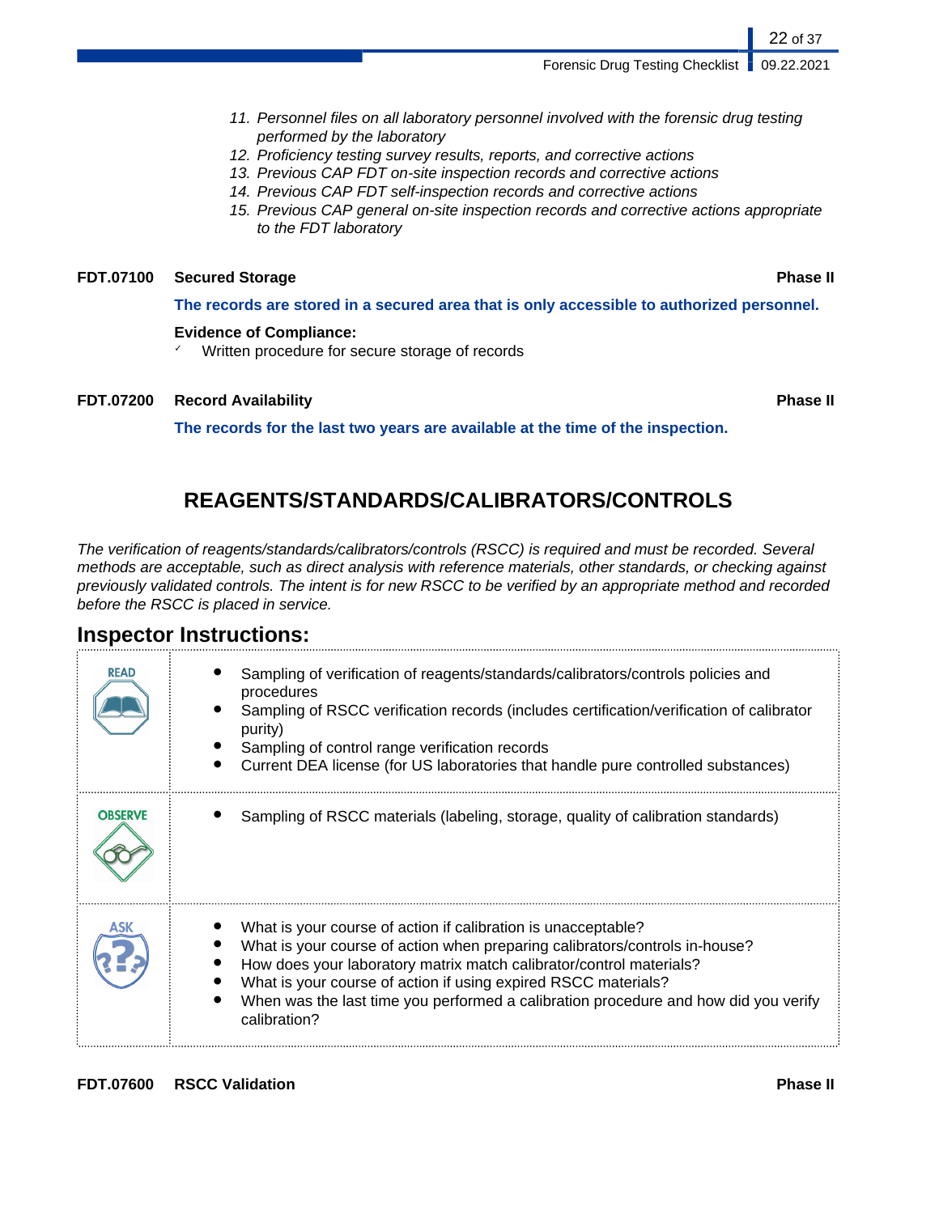11. *Personnel files on all laboratory personnel involved with the forensic drug testing performed by the laboratory*
12. *Proficiency testing survey results, reports, and corrective actions*
13. *Previous CAP FDT on-site inspection records and corrective actions*
14. *Previous CAP FDT self-inspection records and corrective actions*
15. *Previous CAP general on-site inspection records and corrective actions appropriate to the FDT laboratory*

**FDT.07100 Secured Storage** **Phase II**

**The records are stored in a secured area that is only accessible to authorized personnel.**

**Evidence of Compliance:**

- ✓ Written procedure for secure storage of records

**FDT.07200 Record Availability** **Phase II**

**The records for the last two years are available at the time of the inspection.**

## REAGENTS/STANDARDS/CALIBRATORS/CONTROLS

*The verification of reagents/standards/calibrators/controls (RSCC) is required and must be recorded. Several methods are acceptable, such as direct analysis with reference materials, other standards, or checking against previously validated controls. The intent is for new RSCC to be verified by an appropriate method and recorded before the RSCC is placed in service.*

### Inspector Instructions:

| | |
|---|---|
| READ | • Sampling of verification of reagents/standards/calibrators/controls policies and procedures<br>• Sampling of RSCC verification records (includes certification/verification of calibrator purity)<br>• Sampling of control range verification records<br>• Current DEA license (for US laboratories that handle pure controlled substances) |
| OBSERVE | • Sampling of RSCC materials (labeling, storage, quality of calibration standards) |
| ASK | • What is your course of action if calibration is unacceptable?<br>• What is your course of action when preparing calibrators/controls in-house?<br>• How does your laboratory matrix match calibrator/control materials?<br>• What is your course of action if using expired RSCC materials?<br>• When was the last time you performed a calibration procedure and how did you verify calibration? |

**FDT.07600 RSCC Validation** **Phase II**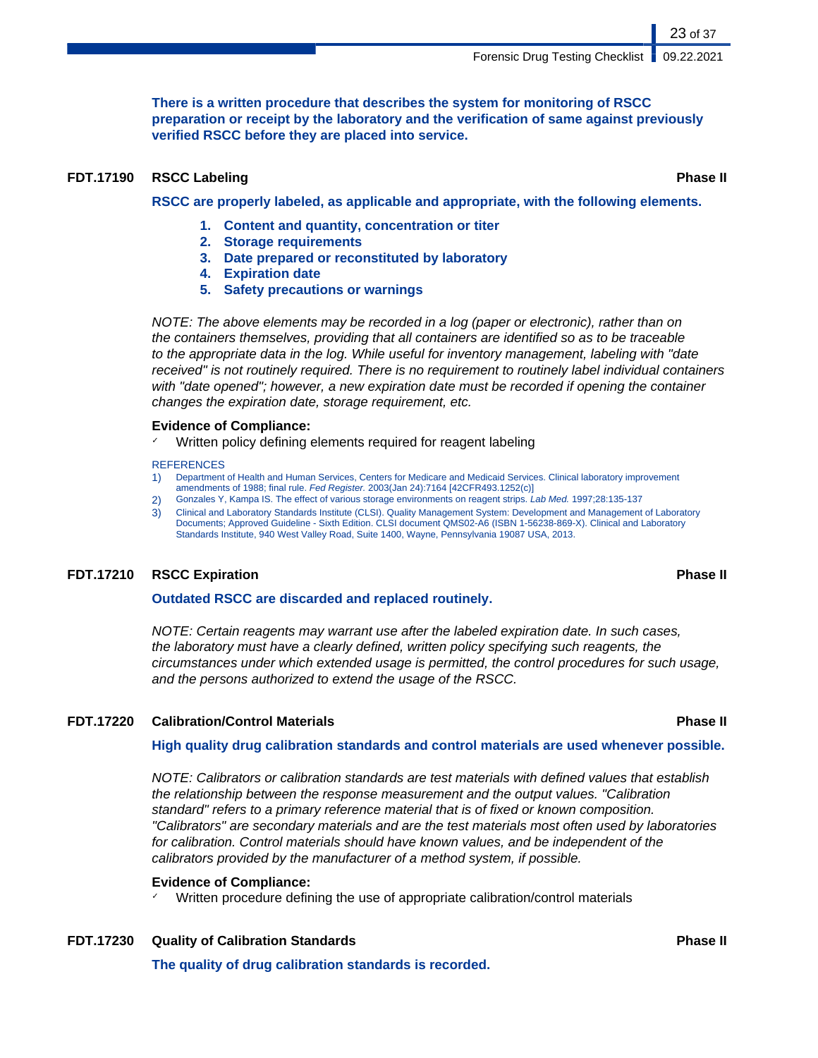**There is a written procedure that describes the system for monitoring of RSCC preparation or receipt by the laboratory and the verification of same against previously verified RSCC before they are placed into service.**

### FDT.17190 RSCC Labeling — Phase II

**RSCC are properly labeled, as applicable and appropriate, with the following elements.**

1. **Content and quantity, concentration or titer**
2. **Storage requirements**
3. **Date prepared or reconstituted by laboratory**
4. **Expiration date**
5. **Safety precautions or warnings**

*NOTE: The above elements may be recorded in a log (paper or electronic), rather than on the containers themselves, providing that all containers are identified so as to be traceable to the appropriate data in the log. While useful for inventory management, labeling with "date received" is not routinely required. There is no requirement to routinely label individual containers with "date opened"; however, a new expiration date must be recorded if opening the container changes the expiration date, storage requirement, etc.*

**Evidence of Compliance:**

- ✓ Written policy defining elements required for reagent labeling

REFERENCES

1) Department of Health and Human Services, Centers for Medicare and Medicaid Services. Clinical laboratory improvement amendments of 1988; final rule. *Fed Register.* 2003(Jan 24):7164 [42CFR493.1252(c)]
2) Gonzales Y, Kampa IS. The effect of various storage environments on reagent strips. *Lab Med.* 1997;28:135-137
3) Clinical and Laboratory Standards Institute (CLSI). Quality Management System: Development and Management of Laboratory Documents; Approved Guideline - Sixth Edition. CLSI document QMS02-A6 (ISBN 1-56238-869-X). Clinical and Laboratory Standards Institute, 940 West Valley Road, Suite 1400, Wayne, Pennsylvania 19087 USA, 2013.

### FDT.17210 RSCC Expiration — Phase II

**Outdated RSCC are discarded and replaced routinely.**

*NOTE: Certain reagents may warrant use after the labeled expiration date. In such cases, the laboratory must have a clearly defined, written policy specifying such reagents, the circumstances under which extended usage is permitted, the control procedures for such usage, and the persons authorized to extend the usage of the RSCC.*

### FDT.17220 Calibration/Control Materials — Phase II

**High quality drug calibration standards and control materials are used whenever possible.**

*NOTE: Calibrators or calibration standards are test materials with defined values that establish the relationship between the response measurement and the output values. "Calibration standard" refers to a primary reference material that is of fixed or known composition. "Calibrators" are secondary materials and are the test materials most often used by laboratories for calibration. Control materials should have known values, and be independent of the calibrators provided by the manufacturer of a method system, if possible.*

**Evidence of Compliance:**

- ✓ Written procedure defining the use of appropriate calibration/control materials

### FDT.17230 Quality of Calibration Standards — Phase II

**The quality of drug calibration standards is recorded.**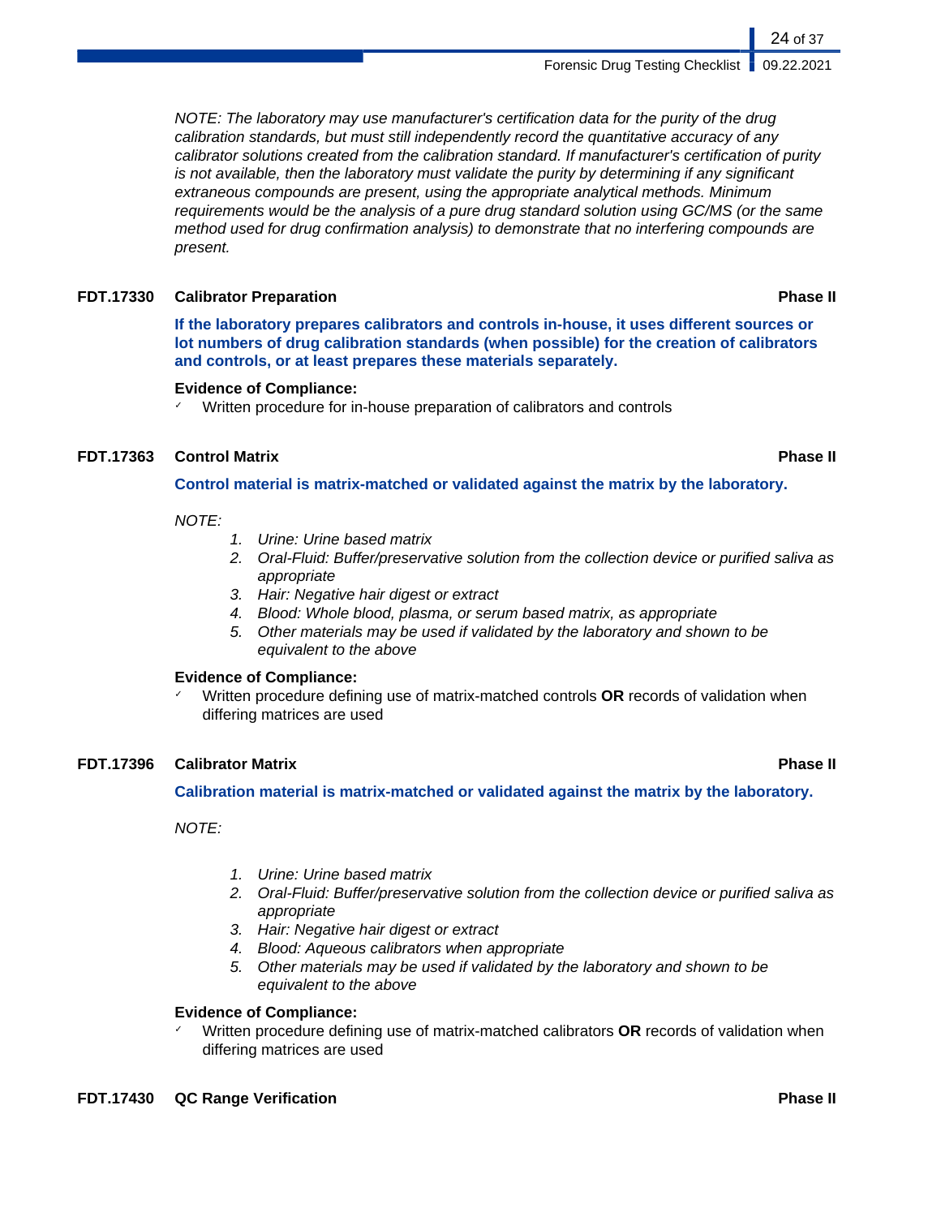*NOTE: The laboratory may use manufacturer's certification data for the purity of the drug calibration standards, but must still independently record the quantitative accuracy of any calibrator solutions created from the calibration standard. If manufacturer's certification of purity is not available, then the laboratory must validate the purity by determining if any significant extraneous compounds are present, using the appropriate analytical methods. Minimum requirements would be the analysis of a pure drug standard solution using GC/MS (or the same method used for drug confirmation analysis) to demonstrate that no interfering compounds are present.*

### FDT.17330 Calibrator Preparation — Phase II

**If the laboratory prepares calibrators and controls in-house, it uses different sources or lot numbers of drug calibration standards (when possible) for the creation of calibrators and controls, or at least prepares these materials separately.**

**Evidence of Compliance:**

- ✓ Written procedure for in-house preparation of calibrators and controls

### FDT.17363 Control Matrix — Phase II

**Control material is matrix-matched or validated against the matrix by the laboratory.**

*NOTE:*

1. *Urine: Urine based matrix*
2. *Oral-Fluid: Buffer/preservative solution from the collection device or purified saliva as appropriate*
3. *Hair: Negative hair digest or extract*
4. *Blood: Whole blood, plasma, or serum based matrix, as appropriate*
5. *Other materials may be used if validated by the laboratory and shown to be equivalent to the above*

**Evidence of Compliance:**

- ✓ Written procedure defining use of matrix-matched controls **OR** records of validation when differing matrices are used

### FDT.17396 Calibrator Matrix — Phase II

**Calibration material is matrix-matched or validated against the matrix by the laboratory.**

*NOTE:*

1. *Urine: Urine based matrix*
2. *Oral-Fluid: Buffer/preservative solution from the collection device or purified saliva as appropriate*
3. *Hair: Negative hair digest or extract*
4. *Blood: Aqueous calibrators when appropriate*
5. *Other materials may be used if validated by the laboratory and shown to be equivalent to the above*

**Evidence of Compliance:**

- ✓ Written procedure defining use of matrix-matched calibrators **OR** records of validation when differing matrices are used

### FDT.17430 QC Range Verification — Phase II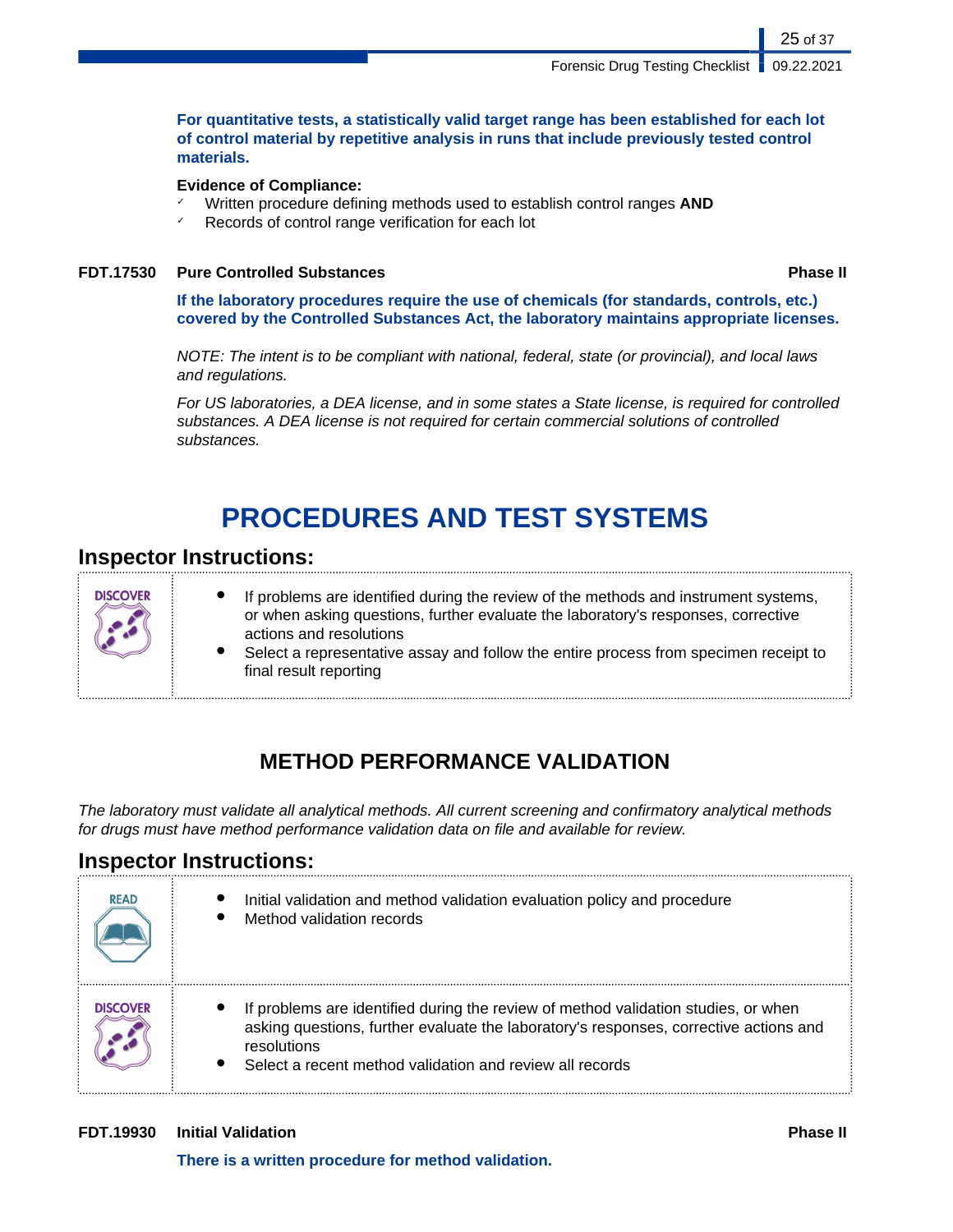**For quantitative tests, a statistically valid target range has been established for each lot of control material by repetitive analysis in runs that include previously tested control materials.**

**Evidence of Compliance:**

- ✓ Written procedure defining methods used to establish control ranges **AND**
- ✓ Records of control range verification for each lot

**FDT.17530 Pure Controlled Substances** **Phase II**

**If the laboratory procedures require the use of chemicals (for standards, controls, etc.) covered by the Controlled Substances Act, the laboratory maintains appropriate licenses.**

*NOTE: The intent is to be compliant with national, federal, state (or provincial), and local laws and regulations.*

*For US laboratories, a DEA license, and in some states a State license, is required for controlled substances. A DEA license is not required for certain commercial solutions of controlled substances.*

# PROCEDURES AND TEST SYSTEMS

## Inspector Instructions:

| | |
|---|---|
| DISCOVER | • If problems are identified during the review of the methods and instrument systems, or when asking questions, further evaluate the laboratory's responses, corrective actions and resolutions<br>• Select a representative assay and follow the entire process from specimen receipt to final result reporting |

## METHOD PERFORMANCE VALIDATION

*The laboratory must validate all analytical methods. All current screening and confirmatory analytical methods for drugs must have method performance validation data on file and available for review.*

## Inspector Instructions:

| | |
|---|---|
| READ | • Initial validation and method validation evaluation policy and procedure<br>• Method validation records |
| DISCOVER | • If problems are identified during the review of method validation studies, or when asking questions, further evaluate the laboratory's responses, corrective actions and resolutions<br>• Select a recent method validation and review all records |

**FDT.19930 Initial Validation** **Phase II**

**There is a written procedure for method validation.**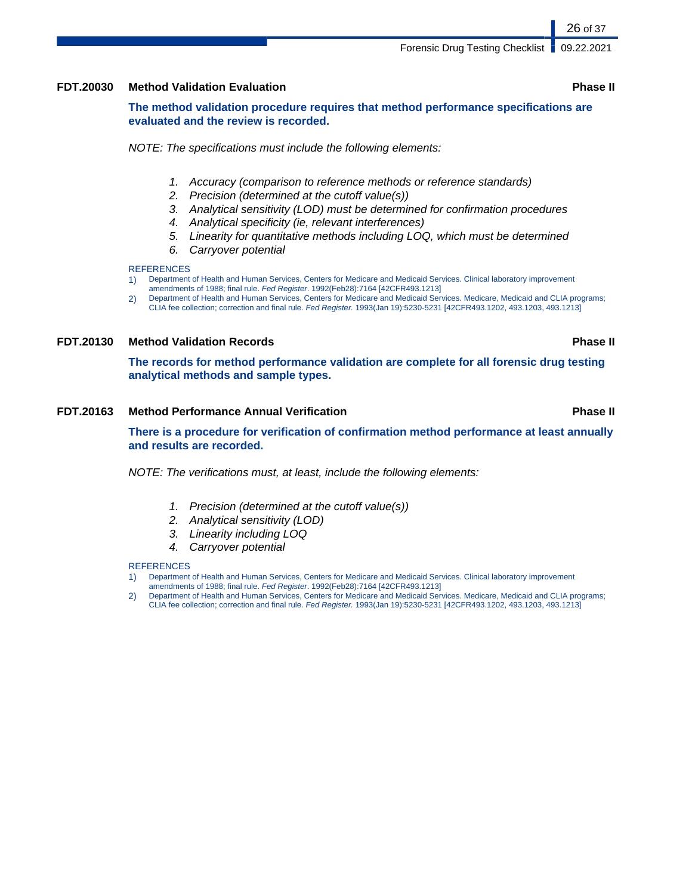### FDT.20030 Method Validation Evaluation — Phase II

**The method validation procedure requires that method performance specifications are evaluated and the review is recorded.**

*NOTE: The specifications must include the following elements:*

1. *Accuracy (comparison to reference methods or reference standards)*
2. *Precision (determined at the cutoff value(s))*
3. *Analytical sensitivity (LOD) must be determined for confirmation procedures*
4. *Analytical specificity (ie, relevant interferences)*
5. *Linearity for quantitative methods including LOQ, which must be determined*
6. *Carryover potential*

REFERENCES

1) Department of Health and Human Services, Centers for Medicare and Medicaid Services. Clinical laboratory improvement amendments of 1988; final rule. *Fed Register*. 1992(Feb28):7164 [42CFR493.1213]
2) Department of Health and Human Services, Centers for Medicare and Medicaid Services. Medicare, Medicaid and CLIA programs; CLIA fee collection; correction and final rule. *Fed Register.* 1993(Jan 19):5230-5231 [42CFR493.1202, 493.1203, 493.1213]

### FDT.20130 Method Validation Records — Phase II

**The records for method performance validation are complete for all forensic drug testing analytical methods and sample types.**

### FDT.20163 Method Performance Annual Verification — Phase II

**There is a procedure for verification of confirmation method performance at least annually and results are recorded.**

*NOTE: The verifications must, at least, include the following elements:*

1. *Precision (determined at the cutoff value(s))*
2. *Analytical sensitivity (LOD)*
3. *Linearity including LOQ*
4. *Carryover potential*

REFERENCES

1) Department of Health and Human Services, Centers for Medicare and Medicaid Services. Clinical laboratory improvement amendments of 1988; final rule. *Fed Register*. 1992(Feb28):7164 [42CFR493.1213]
2) Department of Health and Human Services, Centers for Medicare and Medicaid Services. Medicare, Medicaid and CLIA programs; CLIA fee collection; correction and final rule. *Fed Register.* 1993(Jan 19):5230-5231 [42CFR493.1202, 493.1203, 493.1213]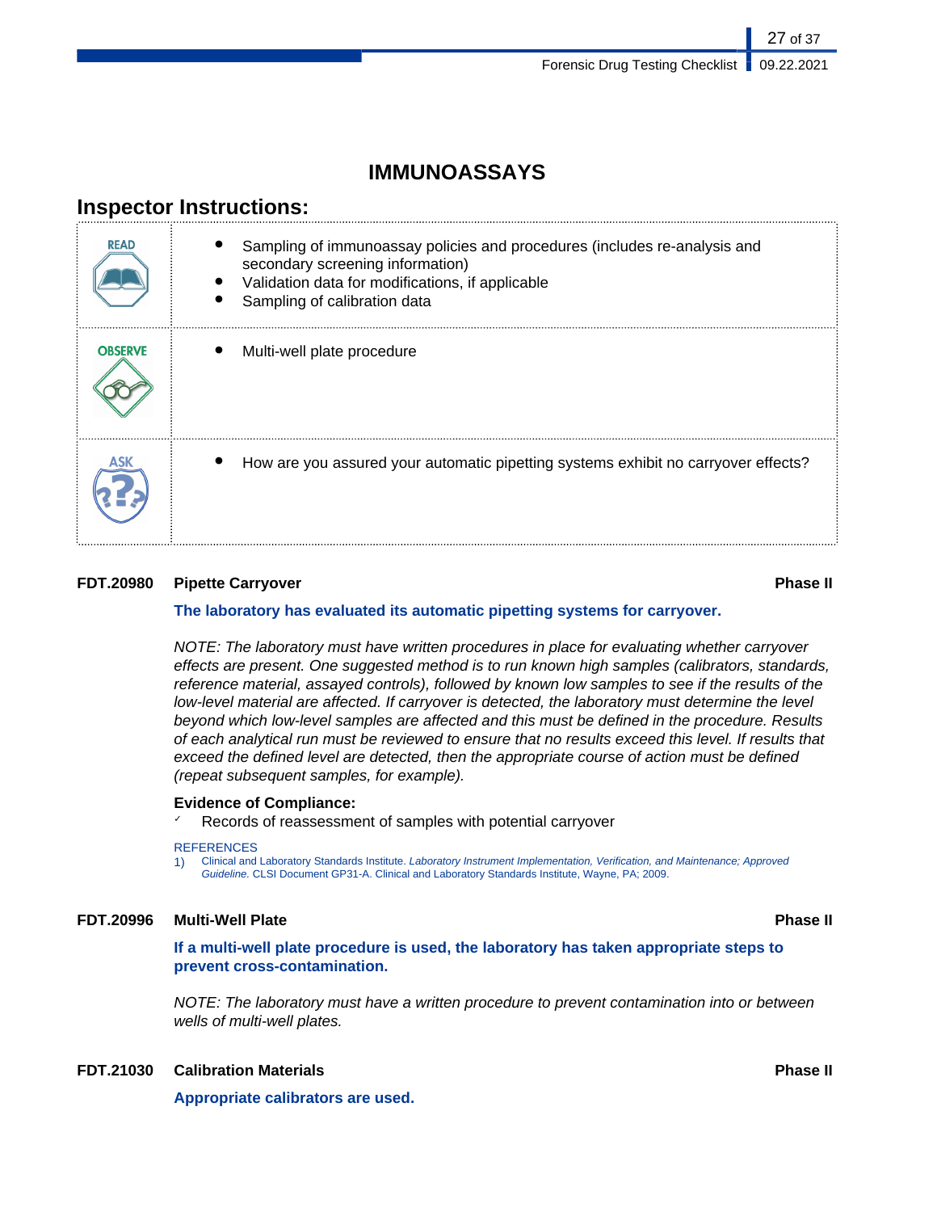## IMMUNOASSAYS

### Inspector Instructions:

| | |
|---|---|
| READ | - Sampling of immunoassay policies and procedures (includes re-analysis and secondary screening information)<br>- Validation data for modifications, if applicable<br>- Sampling of calibration data |
| OBSERVE | - Multi-well plate procedure |
| ASK | - How are you assured your automatic pipetting systems exhibit no carryover effects? |

**FDT.20980 Pipette Carryover** **Phase II**

**The laboratory has evaluated its automatic pipetting systems for carryover.**

*NOTE: The laboratory must have written procedures in place for evaluating whether carryover effects are present. One suggested method is to run known high samples (calibrators, standards, reference material, assayed controls), followed by known low samples to see if the results of the low-level material are affected. If carryover is detected, the laboratory must determine the level beyond which low-level samples are affected and this must be defined in the procedure. Results of each analytical run must be reviewed to ensure that no results exceed this level. If results that exceed the defined level are detected, then the appropriate course of action must be defined (repeat subsequent samples, for example).*

**Evidence of Compliance:**

✓ Records of reassessment of samples with potential carryover

REFERENCES

1) Clinical and Laboratory Standards Institute. *Laboratory Instrument Implementation, Verification, and Maintenance; Approved Guideline.* CLSI Document GP31-A. Clinical and Laboratory Standards Institute, Wayne, PA; 2009.

**FDT.20996 Multi-Well Plate** **Phase II**

**If a multi-well plate procedure is used, the laboratory has taken appropriate steps to prevent cross-contamination.**

*NOTE: The laboratory must have a written procedure to prevent contamination into or between wells of multi-well plates.*

**FDT.21030 Calibration Materials** **Phase II**

**Appropriate calibrators are used.**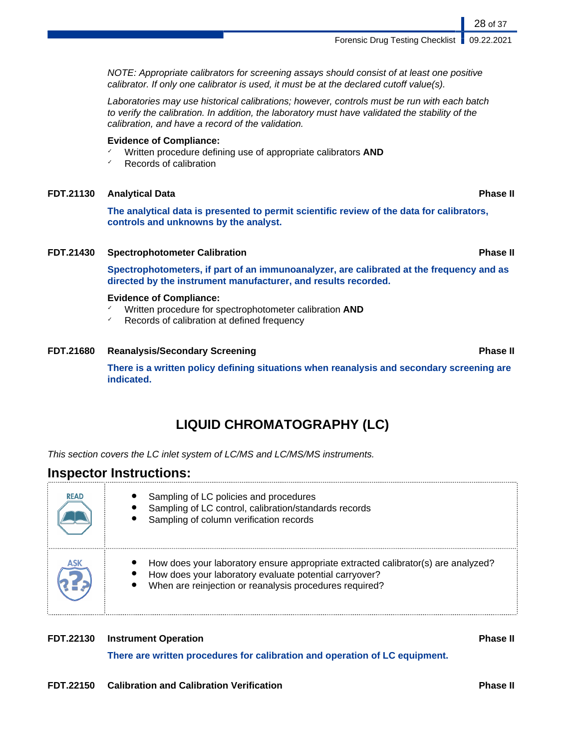*NOTE: Appropriate calibrators for screening assays should consist of at least one positive calibrator. If only one calibrator is used, it must be at the declared cutoff value(s).*

*Laboratories may use historical calibrations; however, controls must be run with each batch to verify the calibration. In addition, the laboratory must have validated the stability of the calibration, and have a record of the validation.*

**Evidence of Compliance:**
- ✓ Written procedure defining use of appropriate calibrators **AND**
- ✓ Records of calibration

**FDT.21130 Analytical Data** **Phase II**

**The analytical data is presented to permit scientific review of the data for calibrators, controls and unknowns by the analyst.**

**FDT.21430 Spectrophotometer Calibration** **Phase II**

**Spectrophotometers, if part of an immunoanalyzer, are calibrated at the frequency and as directed by the instrument manufacturer, and results recorded.**

**Evidence of Compliance:**
- ✓ Written procedure for spectrophotometer calibration **AND**
- ✓ Records of calibration at defined frequency

**FDT.21680 Reanalysis/Secondary Screening** **Phase II**

**There is a written policy defining situations when reanalysis and secondary screening are indicated.**

# LIQUID CHROMATOGRAPHY (LC)

*This section covers the LC inlet system of LC/MS and LC/MS/MS instruments.*

## Inspector Instructions:

| | |
|---|---|
| READ | • Sampling of LC policies and procedures<br>• Sampling of LC control, calibration/standards records<br>• Sampling of column verification records |
| ASK | • How does your laboratory ensure appropriate extracted calibrator(s) are analyzed?<br>• How does your laboratory evaluate potential carryover?<br>• When are reinjection or reanalysis procedures required? |

**FDT.22130 Instrument Operation** **Phase II**

**There are written procedures for calibration and operation of LC equipment.**

**FDT.22150 Calibration and Calibration Verification** **Phase II**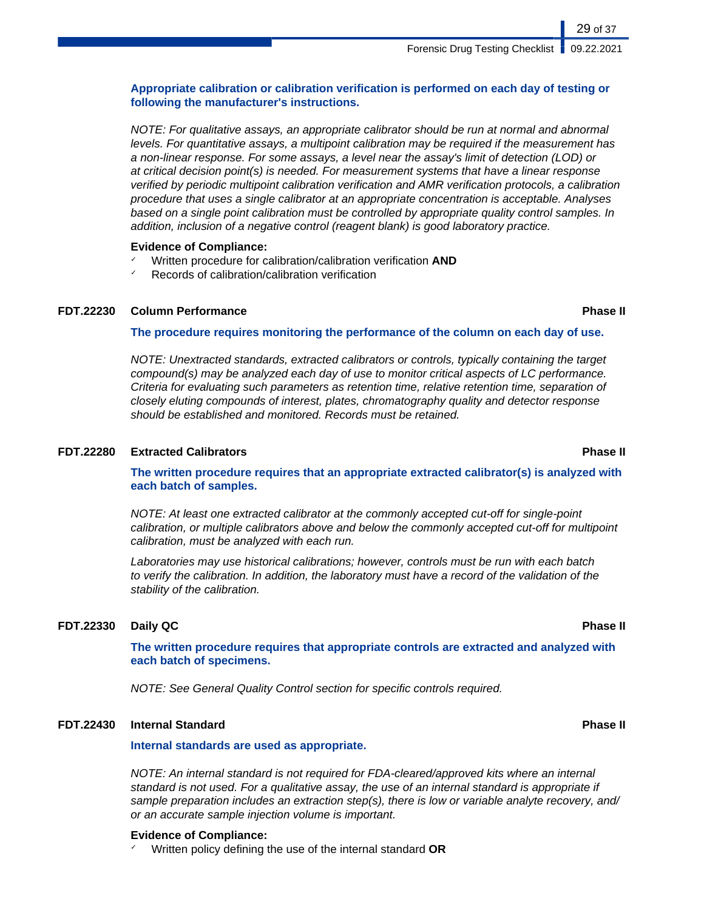**Appropriate calibration or calibration verification is performed on each day of testing or following the manufacturer's instructions.**

*NOTE: For qualitative assays, an appropriate calibrator should be run at normal and abnormal levels. For quantitative assays, a multipoint calibration may be required if the measurement has a non-linear response. For some assays, a level near the assay's limit of detection (LOD) or at critical decision point(s) is needed. For measurement systems that have a linear response verified by periodic multipoint calibration verification and AMR verification protocols, a calibration procedure that uses a single calibrator at an appropriate concentration is acceptable. Analyses based on a single point calibration must be controlled by appropriate quality control samples. In addition, inclusion of a negative control (reagent blank) is good laboratory practice.*

**Evidence of Compliance:**

- ✓ Written procedure for calibration/calibration verification **AND**
- ✓ Records of calibration/calibration verification

### FDT.22230 Column Performance — Phase II

**The procedure requires monitoring the performance of the column on each day of use.**

*NOTE: Unextracted standards, extracted calibrators or controls, typically containing the target compound(s) may be analyzed each day of use to monitor critical aspects of LC performance. Criteria for evaluating such parameters as retention time, relative retention time, separation of closely eluting compounds of interest, plates, chromatography quality and detector response should be established and monitored. Records must be retained.*

### FDT.22280 Extracted Calibrators — Phase II

**The written procedure requires that an appropriate extracted calibrator(s) is analyzed with each batch of samples.**

*NOTE: At least one extracted calibrator at the commonly accepted cut-off for single-point calibration, or multiple calibrators above and below the commonly accepted cut-off for multipoint calibration, must be analyzed with each run.*

*Laboratories may use historical calibrations; however, controls must be run with each batch to verify the calibration. In addition, the laboratory must have a record of the validation of the stability of the calibration.*

### FDT.22330 Daily QC — Phase II

**The written procedure requires that appropriate controls are extracted and analyzed with each batch of specimens.**

*NOTE: See General Quality Control section for specific controls required.*

### FDT.22430 Internal Standard — Phase II

**Internal standards are used as appropriate.**

*NOTE: An internal standard is not required for FDA-cleared/approved kits where an internal standard is not used. For a qualitative assay, the use of an internal standard is appropriate if sample preparation includes an extraction step(s), there is low or variable analyte recovery, and/or an accurate sample injection volume is important.*

**Evidence of Compliance:**

- ✓ Written policy defining the use of the internal standard **OR**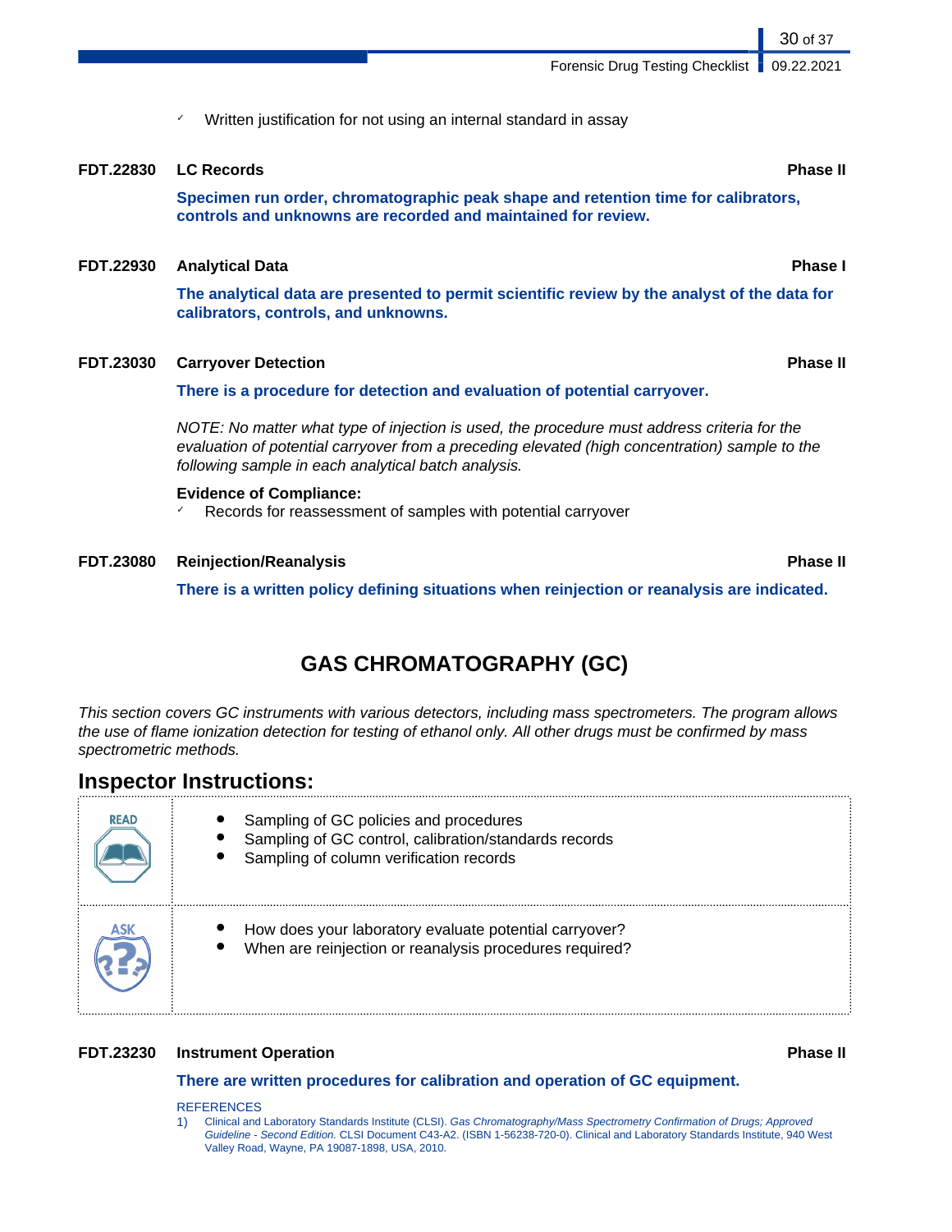- ✓ Written justification for not using an internal standard in assay

**FDT.22830 LC Records** **Phase II**

**Specimen run order, chromatographic peak shape and retention time for calibrators, controls and unknowns are recorded and maintained for review.**

**FDT.22930 Analytical Data** **Phase I**

**The analytical data are presented to permit scientific review by the analyst of the data for calibrators, controls, and unknowns.**

**FDT.23030 Carryover Detection** **Phase II**

**There is a procedure for detection and evaluation of potential carryover.**

*NOTE: No matter what type of injection is used, the procedure must address criteria for the evaluation of potential carryover from a preceding elevated (high concentration) sample to the following sample in each analytical batch analysis.*

**Evidence of Compliance:**

- ✓ Records for reassessment of samples with potential carryover

**FDT.23080 Reinjection/Reanalysis** **Phase II**

**There is a written policy defining situations when reinjection or reanalysis are indicated.**

# GAS CHROMATOGRAPHY (GC)

*This section covers GC instruments with various detectors, including mass spectrometers. The program allows the use of flame ionization detection for testing of ethanol only. All other drugs must be confirmed by mass spectrometric methods.*

## Inspector Instructions:

| | |
|---|---|
| READ | • Sampling of GC policies and procedures<br>• Sampling of GC control, calibration/standards records<br>• Sampling of column verification records |
| ASK | • How does your laboratory evaluate potential carryover?<br>• When are reinjection or reanalysis procedures required? |

**FDT.23230 Instrument Operation** **Phase II**

**There are written procedures for calibration and operation of GC equipment.**

REFERENCES

1) Clinical and Laboratory Standards Institute (CLSI). *Gas Chromatography/Mass Spectrometry Confirmation of Drugs; Approved Guideline - Second Edition.* CLSI Document C43-A2. (ISBN 1-56238-720-0). Clinical and Laboratory Standards Institute, 940 West Valley Road, Wayne, PA 19087-1898, USA, 2010.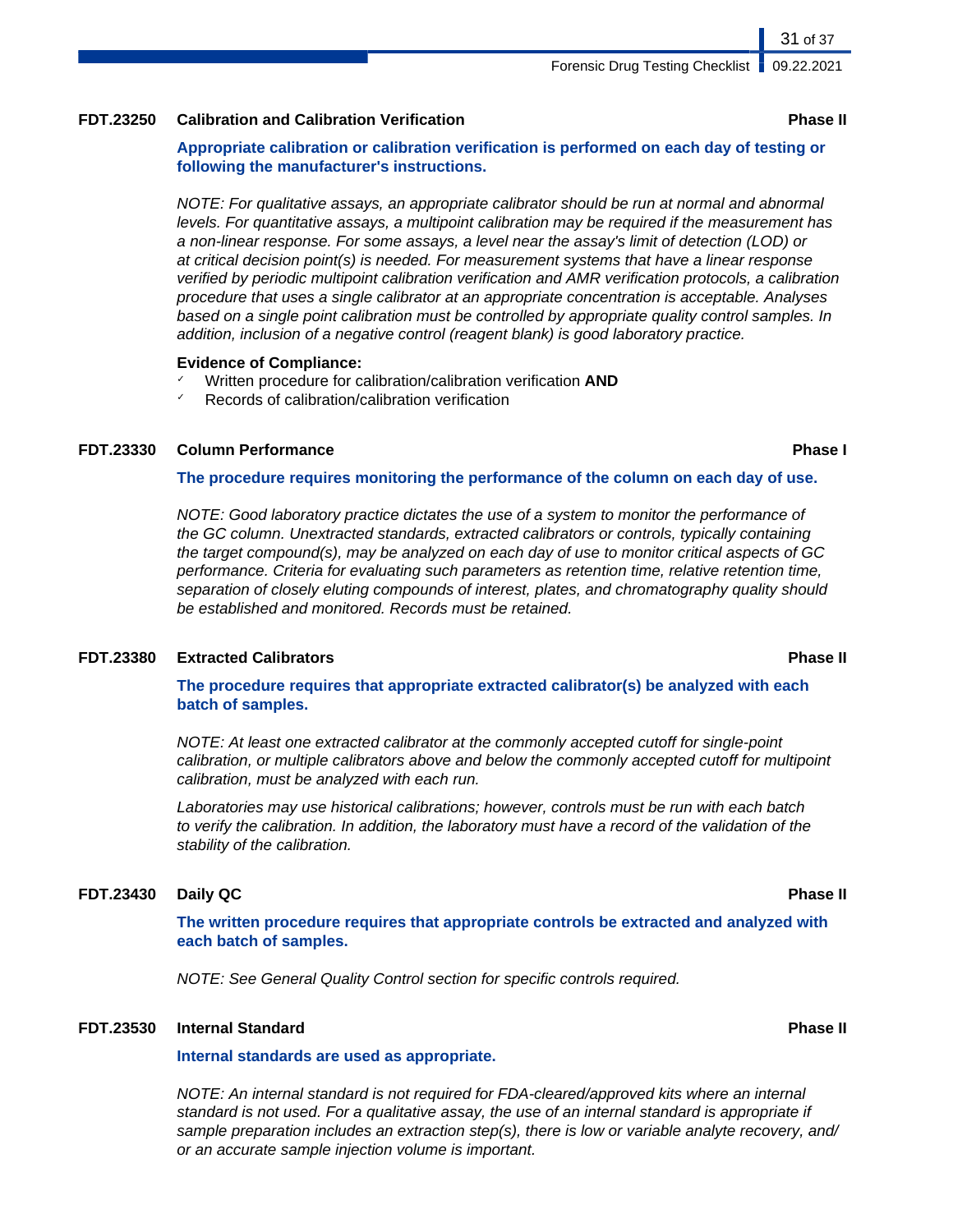### FDT.23250 Calibration and Calibration Verification — Phase II

**Appropriate calibration or calibration verification is performed on each day of testing or following the manufacturer's instructions.**

*NOTE: For qualitative assays, an appropriate calibrator should be run at normal and abnormal levels. For quantitative assays, a multipoint calibration may be required if the measurement has a non-linear response. For some assays, a level near the assay's limit of detection (LOD) or at critical decision point(s) is needed. For measurement systems that have a linear response verified by periodic multipoint calibration verification and AMR verification protocols, a calibration procedure that uses a single calibrator at an appropriate concentration is acceptable. Analyses based on a single point calibration must be controlled by appropriate quality control samples. In addition, inclusion of a negative control (reagent blank) is good laboratory practice.*

**Evidence of Compliance:**

- ✓ Written procedure for calibration/calibration verification **AND**
- ✓ Records of calibration/calibration verification

### FDT.23330 Column Performance — Phase I

**The procedure requires monitoring the performance of the column on each day of use.**

*NOTE: Good laboratory practice dictates the use of a system to monitor the performance of the GC column. Unextracted standards, extracted calibrators or controls, typically containing the target compound(s), may be analyzed on each day of use to monitor critical aspects of GC performance. Criteria for evaluating such parameters as retention time, relative retention time, separation of closely eluting compounds of interest, plates, and chromatography quality should be established and monitored. Records must be retained.*

### FDT.23380 Extracted Calibrators — Phase II

**The procedure requires that appropriate extracted calibrator(s) be analyzed with each batch of samples.**

*NOTE: At least one extracted calibrator at the commonly accepted cutoff for single-point calibration, or multiple calibrators above and below the commonly accepted cutoff for multipoint calibration, must be analyzed with each run.*

*Laboratories may use historical calibrations; however, controls must be run with each batch to verify the calibration. In addition, the laboratory must have a record of the validation of the stability of the calibration.*

### FDT.23430 Daily QC — Phase II

**The written procedure requires that appropriate controls be extracted and analyzed with each batch of samples.**

*NOTE: See General Quality Control section for specific controls required.*

### FDT.23530 Internal Standard — Phase II

**Internal standards are used as appropriate.**

*NOTE: An internal standard is not required for FDA-cleared/approved kits where an internal standard is not used. For a qualitative assay, the use of an internal standard is appropriate if sample preparation includes an extraction step(s), there is low or variable analyte recovery, and/or an accurate sample injection volume is important.*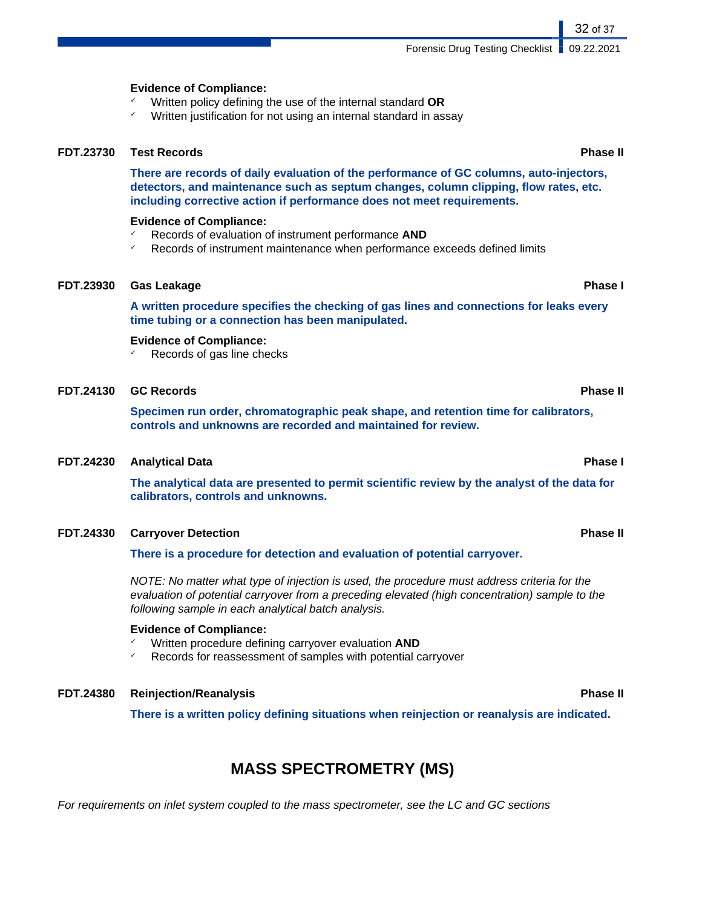**Evidence of Compliance:**

- ✓ Written policy defining the use of the internal standard **OR**
- ✓ Written justification for not using an internal standard in assay

**FDT.23730 Test Records** **Phase II**

**There are records of daily evaluation of the performance of GC columns, auto-injectors, detectors, and maintenance such as septum changes, column clipping, flow rates, etc. including corrective action if performance does not meet requirements.**

**Evidence of Compliance:**

- ✓ Records of evaluation of instrument performance **AND**
- ✓ Records of instrument maintenance when performance exceeds defined limits

**FDT.23930 Gas Leakage** **Phase I**

**A written procedure specifies the checking of gas lines and connections for leaks every time tubing or a connection has been manipulated.**

**Evidence of Compliance:**

- ✓ Records of gas line checks

**FDT.24130 GC Records** **Phase II**

**Specimen run order, chromatographic peak shape, and retention time for calibrators, controls and unknowns are recorded and maintained for review.**

**FDT.24230 Analytical Data** **Phase I**

**The analytical data are presented to permit scientific review by the analyst of the data for calibrators, controls and unknowns.**

**FDT.24330 Carryover Detection** **Phase II**

**There is a procedure for detection and evaluation of potential carryover.**

*NOTE: No matter what type of injection is used, the procedure must address criteria for the evaluation of potential carryover from a preceding elevated (high concentration) sample to the following sample in each analytical batch analysis.*

**Evidence of Compliance:**

- ✓ Written procedure defining carryover evaluation **AND**
- ✓ Records for reassessment of samples with potential carryover

**FDT.24380 Reinjection/Reanalysis** **Phase II**

**There is a written policy defining situations when reinjection or reanalysis are indicated.**

## MASS SPECTROMETRY (MS)

*For requirements on inlet system coupled to the mass spectrometer, see the LC and GC sections*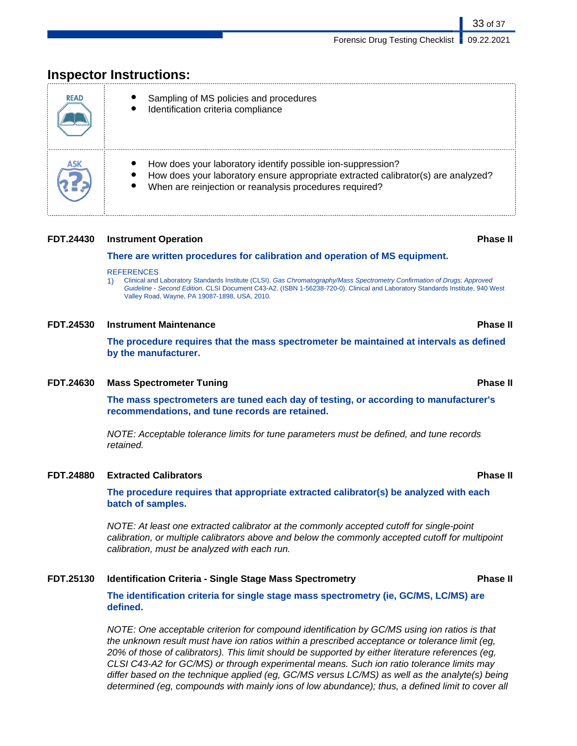## Inspector Instructions:

**READ**

- Sampling of MS policies and procedures
- Identification criteria compliance

**ASK**

- How does your laboratory identify possible ion-suppression?
- How does your laboratory ensure appropriate extracted calibrator(s) are analyzed?
- When are reinjection or reanalysis procedures required?

### FDT.24430 Instrument Operation — Phase II

**There are written procedures for calibration and operation of MS equipment.**

REFERENCES

1) Clinical and Laboratory Standards Institute (CLSI). *Gas Chromatography/Mass Spectrometry Confirmation of Drugs; Approved Guideline - Second Edition.* CLSI Document C43-A2. (ISBN 1-56238-720-0). Clinical and Laboratory Standards Institute, 940 West Valley Road, Wayne, PA 19087-1898, USA, 2010.

### FDT.24530 Instrument Maintenance — Phase II

**The procedure requires that the mass spectrometer be maintained at intervals as defined by the manufacturer.**

### FDT.24630 Mass Spectrometer Tuning — Phase II

**The mass spectrometers are tuned each day of testing, or according to manufacturer's recommendations, and tune records are retained.**

*NOTE: Acceptable tolerance limits for tune parameters must be defined, and tune records retained.*

### FDT.24880 Extracted Calibrators — Phase II

**The procedure requires that appropriate extracted calibrator(s) be analyzed with each batch of samples.**

*NOTE: At least one extracted calibrator at the commonly accepted cutoff for single-point calibration, or multiple calibrators above and below the commonly accepted cutoff for multipoint calibration, must be analyzed with each run.*

### FDT.25130 Identification Criteria - Single Stage Mass Spectrometry — Phase II

**The identification criteria for single stage mass spectrometry (ie, GC/MS, LC/MS) are defined.**

*NOTE: One acceptable criterion for compound identification by GC/MS using ion ratios is that the unknown result must have ion ratios within a prescribed acceptance or tolerance limit (eg, 20% of those of calibrators). This limit should be supported by either literature references (eg, CLSI C43-A2 for GC/MS) or through experimental means. Such ion ratio tolerance limits may differ based on the technique applied (eg, GC/MS versus LC/MS) as well as the analyte(s) being determined (eg, compounds with mainly ions of low abundance); thus, a defined limit to cover all*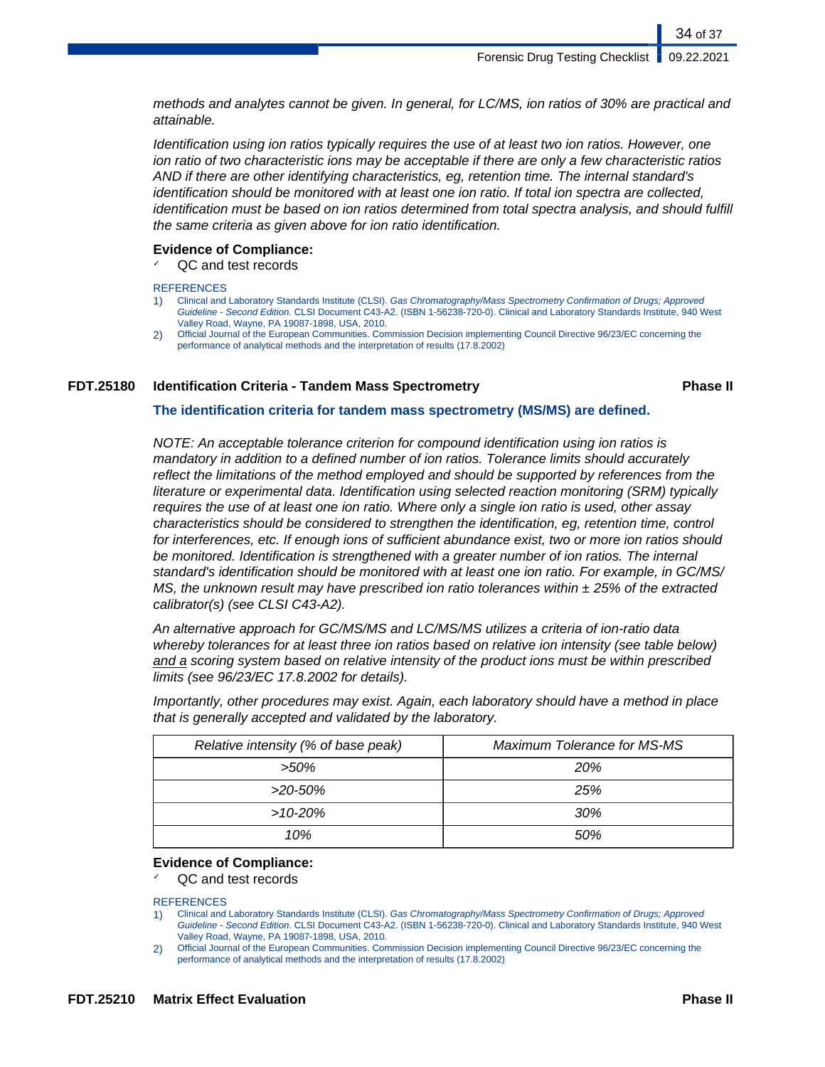*methods and analytes cannot be given. In general, for LC/MS, ion ratios of 30% are practical and attainable.*

*Identification using ion ratios typically requires the use of at least two ion ratios. However, one ion ratio of two characteristic ions may be acceptable if there are only a few characteristic ratios AND if there are other identifying characteristics, eg, retention time. The internal standard's identification should be monitored with at least one ion ratio. If total ion spectra are collected, identification must be based on ion ratios determined from total spectra analysis, and should fulfill the same criteria as given above for ion ratio identification.*

**Evidence of Compliance:**

- ✓ QC and test records

REFERENCES

1) Clinical and Laboratory Standards Institute (CLSI). *Gas Chromatography/Mass Spectrometry Confirmation of Drugs; Approved Guideline - Second Edition.* CLSI Document C43-A2. (ISBN 1-56238-720-0). Clinical and Laboratory Standards Institute, 940 West Valley Road, Wayne, PA 19087-1898, USA, 2010.
2) Official Journal of the European Communities. Commission Decision implementing Council Directive 96/23/EC concerning the performance of analytical methods and the interpretation of results (17.8.2002)

## FDT.25180 Identification Criteria - Tandem Mass Spectrometry — Phase II

**The identification criteria for tandem mass spectrometry (MS/MS) are defined.**

*NOTE: An acceptable tolerance criterion for compound identification using ion ratios is mandatory in addition to a defined number of ion ratios. Tolerance limits should accurately reflect the limitations of the method employed and should be supported by references from the literature or experimental data. Identification using selected reaction monitoring (SRM) typically requires the use of at least one ion ratio. Where only a single ion ratio is used, other assay characteristics should be considered to strengthen the identification, eg, retention time, control for interferences, etc. If enough ions of sufficient abundance exist, two or more ion ratios should be monitored. Identification is strengthened with a greater number of ion ratios. The internal standard's identification should be monitored with at least one ion ratio. For example, in GC/MS/MS, the unknown result may have prescribed ion ratio tolerances within ± 25% of the extracted calibrator(s) (see CLSI C43-A2).*

*An alternative approach for GC/MS/MS and LC/MS/MS utilizes a criteria of ion-ratio data whereby tolerances for at least three ion ratios based on relative ion intensity (see table below) <u>and a</u> scoring system based on relative intensity of the product ions must be within prescribed limits (see 96/23/EC 17.8.2002 for details).*

*Importantly, other procedures may exist. Again, each laboratory should have a method in place that is generally accepted and validated by the laboratory.*

| *Relative intensity (% of base peak)* | *Maximum Tolerance for MS-MS* |
|---|---|
| *>50%* | *20%* |
| *>20-50%* | *25%* |
| *>10-20%* | *30%* |
| *10%* | *50%* |

**Evidence of Compliance:**

- ✓ QC and test records

REFERENCES

1) Clinical and Laboratory Standards Institute (CLSI). *Gas Chromatography/Mass Spectrometry Confirmation of Drugs; Approved Guideline - Second Edition.* CLSI Document C43-A2. (ISBN 1-56238-720-0). Clinical and Laboratory Standards Institute, 940 West Valley Road, Wayne, PA 19087-1898, USA, 2010.
2) Official Journal of the European Communities. Commission Decision implementing Council Directive 96/23/EC concerning the performance of analytical methods and the interpretation of results (17.8.2002)

## FDT.25210 Matrix Effect Evaluation — Phase II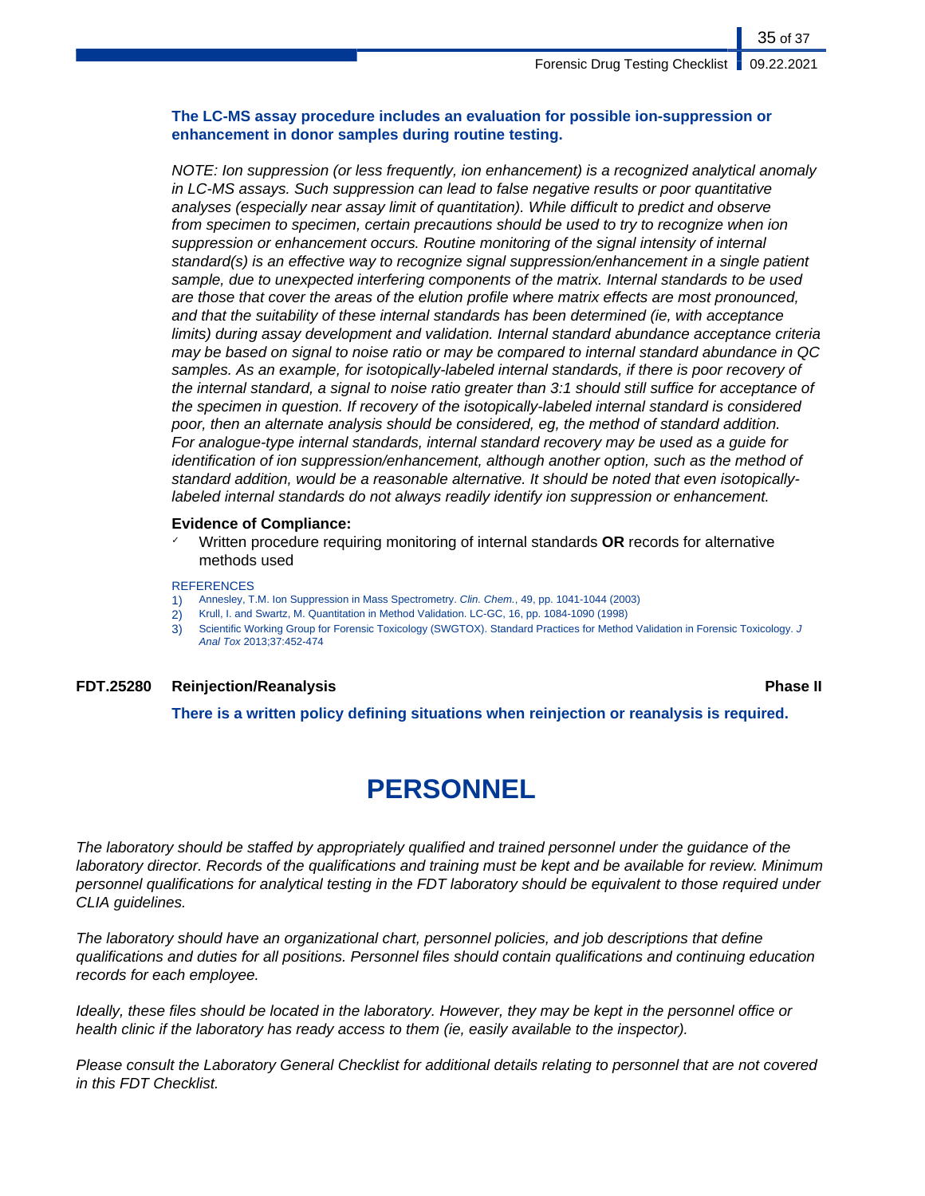**The LC-MS assay procedure includes an evaluation for possible ion-suppression or enhancement in donor samples during routine testing.**

*NOTE: Ion suppression (or less frequently, ion enhancement) is a recognized analytical anomaly in LC-MS assays. Such suppression can lead to false negative results or poor quantitative analyses (especially near assay limit of quantitation). While difficult to predict and observe from specimen to specimen, certain precautions should be used to try to recognize when ion suppression or enhancement occurs. Routine monitoring of the signal intensity of internal standard(s) is an effective way to recognize signal suppression/enhancement in a single patient sample, due to unexpected interfering components of the matrix. Internal standards to be used are those that cover the areas of the elution profile where matrix effects are most pronounced, and that the suitability of these internal standards has been determined (ie, with acceptance limits) during assay development and validation. Internal standard abundance acceptance criteria may be based on signal to noise ratio or may be compared to internal standard abundance in QC samples. As an example, for isotopically-labeled internal standards, if there is poor recovery of the internal standard, a signal to noise ratio greater than 3:1 should still suffice for acceptance of the specimen in question. If recovery of the isotopically-labeled internal standard is considered poor, then an alternate analysis should be considered, eg, the method of standard addition. For analogue-type internal standards, internal standard recovery may be used as a guide for identification of ion suppression/enhancement, although another option, such as the method of standard addition, would be a reasonable alternative. It should be noted that even isotopically-labeled internal standards do not always readily identify ion suppression or enhancement.*

**Evidence of Compliance:**

- ✓ Written procedure requiring monitoring of internal standards **OR** records for alternative methods used

REFERENCES

1) Annesley, T.M. Ion Suppression in Mass Spectrometry. *Clin. Chem.*, 49, pp. 1041-1044 (2003)
2) Krull, I. and Swartz, M. Quantitation in Method Validation. LC-GC, 16, pp. 1084-1090 (1998)
3) Scientific Working Group for Forensic Toxicology (SWGTOX). Standard Practices for Method Validation in Forensic Toxicology. *J Anal Tox* 2013;37:452-474

**FDT.25280 Reinjection/Reanalysis** **Phase II**

**There is a written policy defining situations when reinjection or reanalysis is required.**

# PERSONNEL

*The laboratory should be staffed by appropriately qualified and trained personnel under the guidance of the laboratory director. Records of the qualifications and training must be kept and be available for review. Minimum personnel qualifications for analytical testing in the FDT laboratory should be equivalent to those required under CLIA guidelines.*

*The laboratory should have an organizational chart, personnel policies, and job descriptions that define qualifications and duties for all positions. Personnel files should contain qualifications and continuing education records for each employee.*

*Ideally, these files should be located in the laboratory. However, they may be kept in the personnel office or health clinic if the laboratory has ready access to them (ie, easily available to the inspector).*

*Please consult the Laboratory General Checklist for additional details relating to personnel that are not covered in this FDT Checklist.*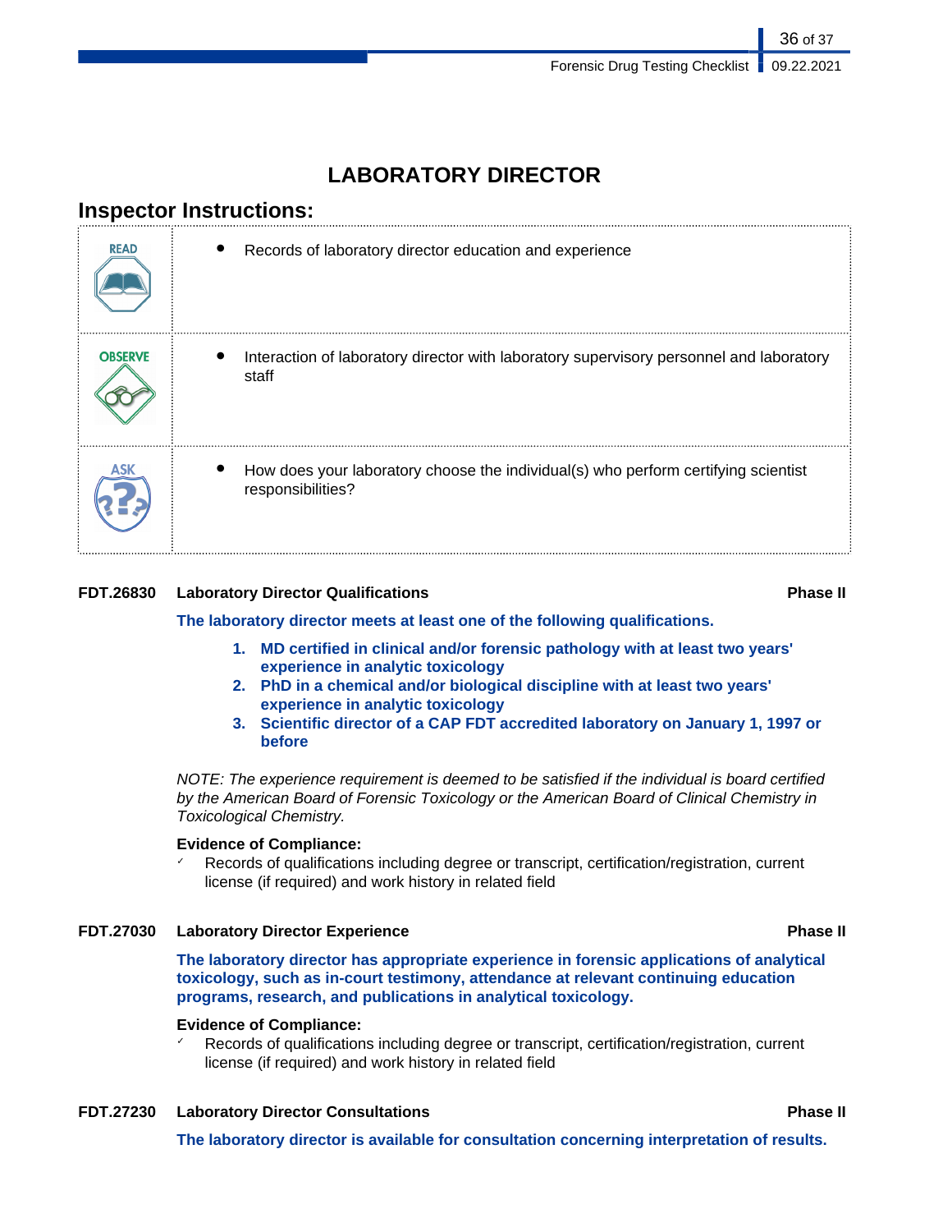# LABORATORY DIRECTOR

## Inspector Instructions:

| | |
|---|---|
| READ | • Records of laboratory director education and experience |
| OBSERVE | • Interaction of laboratory director with laboratory supervisory personnel and laboratory staff |
| ASK | • How does your laboratory choose the individual(s) who perform certifying scientist responsibilities? |

**FDT.26830 Laboratory Director Qualifications** **Phase II**

**The laboratory director meets at least one of the following qualifications.**

1. **MD certified in clinical and/or forensic pathology with at least two years' experience in analytic toxicology**
2. **PhD in a chemical and/or biological discipline with at least two years' experience in analytic toxicology**
3. **Scientific director of a CAP FDT accredited laboratory on January 1, 1997 or before**

*NOTE: The experience requirement is deemed to be satisfied if the individual is board certified by the American Board of Forensic Toxicology or the American Board of Clinical Chemistry in Toxicological Chemistry.*

**Evidence of Compliance:**

- ✓ Records of qualifications including degree or transcript, certification/registration, current license (if required) and work history in related field

**FDT.27030 Laboratory Director Experience** **Phase II**

**The laboratory director has appropriate experience in forensic applications of analytical toxicology, such as in-court testimony, attendance at relevant continuing education programs, research, and publications in analytical toxicology.**

**Evidence of Compliance:**

- ✓ Records of qualifications including degree or transcript, certification/registration, current license (if required) and work history in related field

**FDT.27230 Laboratory Director Consultations** **Phase II**

**The laboratory director is available for consultation concerning interpretation of results.**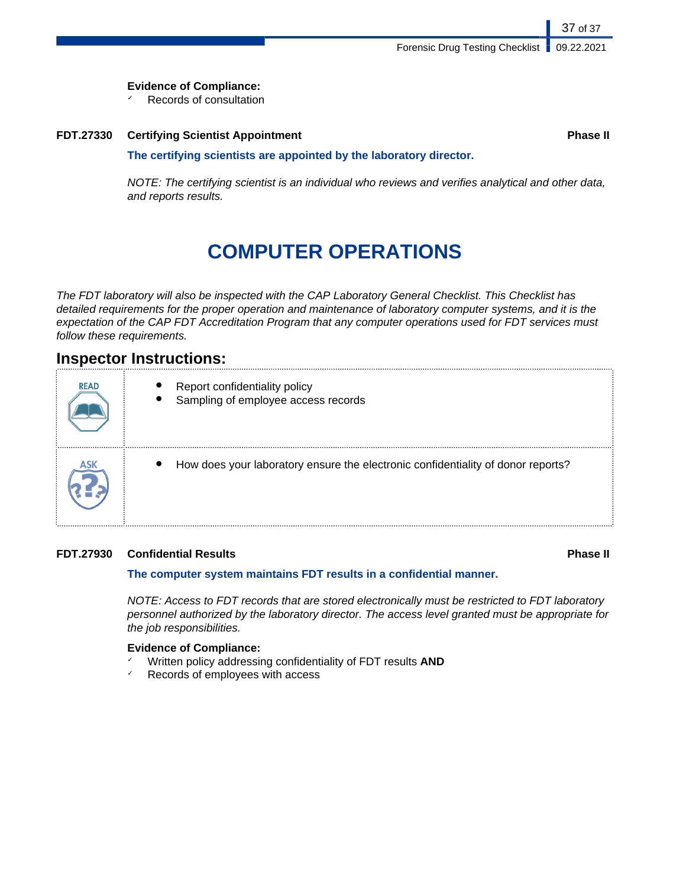**Evidence of Compliance:**
- ✓ Records of consultation

**FDT.27330 Certifying Scientist Appointment** **Phase II**

**The certifying scientists are appointed by the laboratory director.**

*NOTE: The certifying scientist is an individual who reviews and verifies analytical and other data, and reports results.*

# COMPUTER OPERATIONS

*The FDT laboratory will also be inspected with the CAP Laboratory General Checklist. This Checklist has detailed requirements for the proper operation and maintenance of laboratory computer systems, and it is the expectation of the CAP FDT Accreditation Program that any computer operations used for FDT services must follow these requirements.*

## Inspector Instructions:

| | |
|---|---|
| READ | • Report confidentiality policy<br>• Sampling of employee access records |
| ASK | • How does your laboratory ensure the electronic confidentiality of donor reports? |

**FDT.27930 Confidential Results** **Phase II**

**The computer system maintains FDT results in a confidential manner.**

*NOTE: Access to FDT records that are stored electronically must be restricted to FDT laboratory personnel authorized by the laboratory director. The access level granted must be appropriate for the job responsibilities.*

**Evidence of Compliance:**
- ✓ Written policy addressing confidentiality of FDT results **AND**
- ✓ Records of employees with access